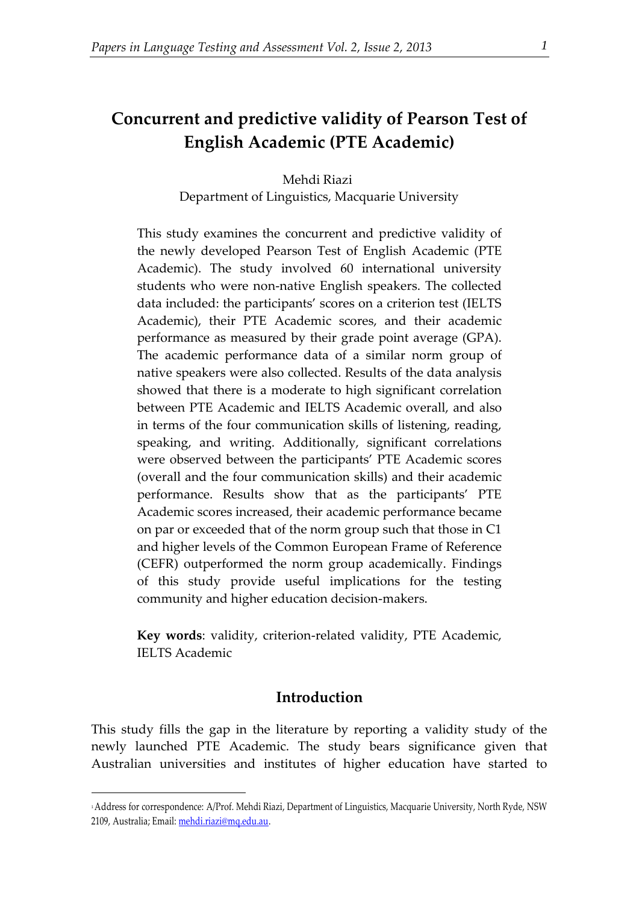# Concurrent and predictive validity of Pearson Test of English Academic (PTE Academic)

Mehdi Riazi
Department of Linguistics, Macquarie University

This study examines the concurrent and predictive validity of the newly developed Pearson Test of English Academic (PTE Academic). The study involved 60 international university students who were non-native English speakers. The collected data included: the participants' scores on a criterion test (IELTS Academic), their PTE Academic scores, and their academic performance as measured by their grade point average (GPA). The academic performance data of a similar norm group of native speakers were also collected. Results of the data analysis showed that there is a moderate to high significant correlation between PTE Academic and IELTS Academic overall, and also in terms of the four communication skills of listening, reading, speaking, and writing. Additionally, significant correlations were observed between the participants' PTE Academic scores (overall and the four communication skills) and their academic performance. Results show that as the participants' PTE Academic scores increased, their academic performance became on par or exceeded that of the norm group such that those in C1 and higher levels of the Common European Frame of Reference (CEFR) outperformed the norm group academically. Findings of this study provide useful implications for the testing community and higher education decision-makers.

**Key words**: validity, criterion-related validity, PTE Academic, IELTS Academic

## Introduction

This study fills the gap in the literature by reporting a validity study of the newly launched PTE Academic. The study bears significance given that Australian universities and institutes of higher education have started to

[1] Address for correspondence: A/Prof. Mehdi Riazi, Department of Linguistics, Macquarie University, North Ryde, NSW 2109, Australia; Email: mehdi.riazi@mq.edu.au.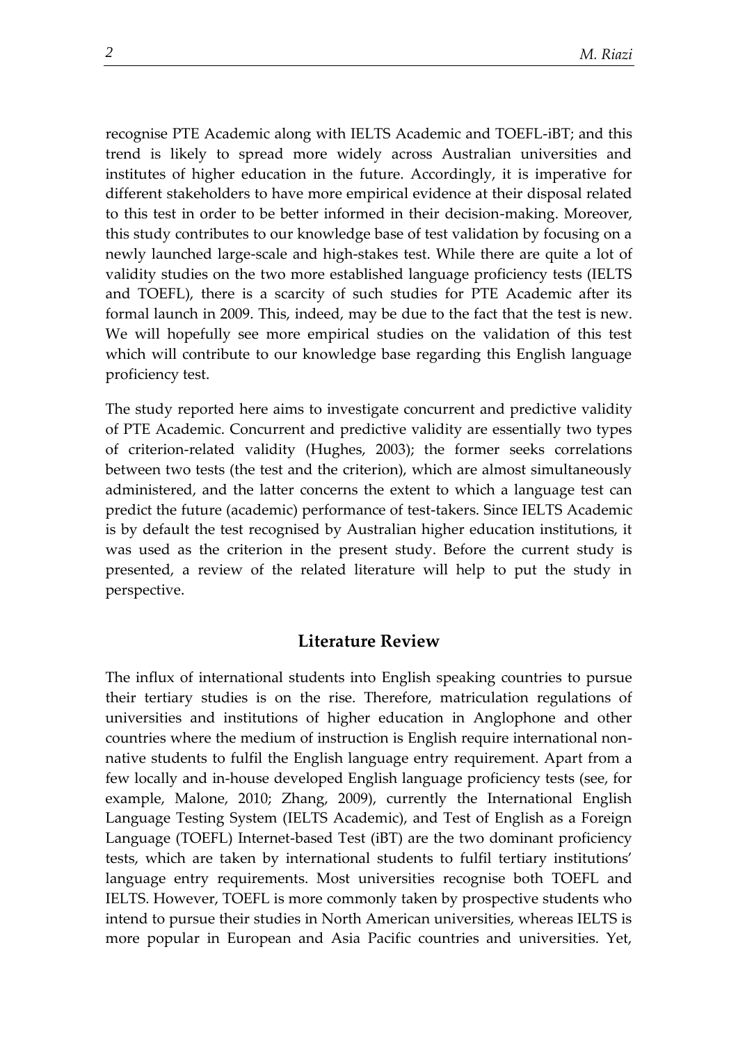recognise PTE Academic along with IELTS Academic and TOEFL-iBT; and this trend is likely to spread more widely across Australian universities and institutes of higher education in the future. Accordingly, it is imperative for different stakeholders to have more empirical evidence at their disposal related to this test in order to be better informed in their decision-making. Moreover, this study contributes to our knowledge base of test validation by focusing on a newly launched large-scale and high-stakes test. While there are quite a lot of validity studies on the two more established language proficiency tests (IELTS and TOEFL), there is a scarcity of such studies for PTE Academic after its formal launch in 2009. This, indeed, may be due to the fact that the test is new. We will hopefully see more empirical studies on the validation of this test which will contribute to our knowledge base regarding this English language proficiency test.

The study reported here aims to investigate concurrent and predictive validity of PTE Academic. Concurrent and predictive validity are essentially two types of criterion-related validity (Hughes, 2003); the former seeks correlations between two tests (the test and the criterion), which are almost simultaneously administered, and the latter concerns the extent to which a language test can predict the future (academic) performance of test-takers. Since IELTS Academic is by default the test recognised by Australian higher education institutions, it was used as the criterion in the present study. Before the current study is presented, a review of the related literature will help to put the study in perspective.

## Literature Review

The influx of international students into English speaking countries to pursue their tertiary studies is on the rise. Therefore, matriculation regulations of universities and institutions of higher education in Anglophone and other countries where the medium of instruction is English require international non-native students to fulfil the English language entry requirement. Apart from a few locally and in-house developed English language proficiency tests (see, for example, Malone, 2010; Zhang, 2009), currently the International English Language Testing System (IELTS Academic), and Test of English as a Foreign Language (TOEFL) Internet-based Test (iBT) are the two dominant proficiency tests, which are taken by international students to fulfil tertiary institutions' language entry requirements. Most universities recognise both TOEFL and IELTS. However, TOEFL is more commonly taken by prospective students who intend to pursue their studies in North American universities, whereas IELTS is more popular in European and Asia Pacific countries and universities. Yet,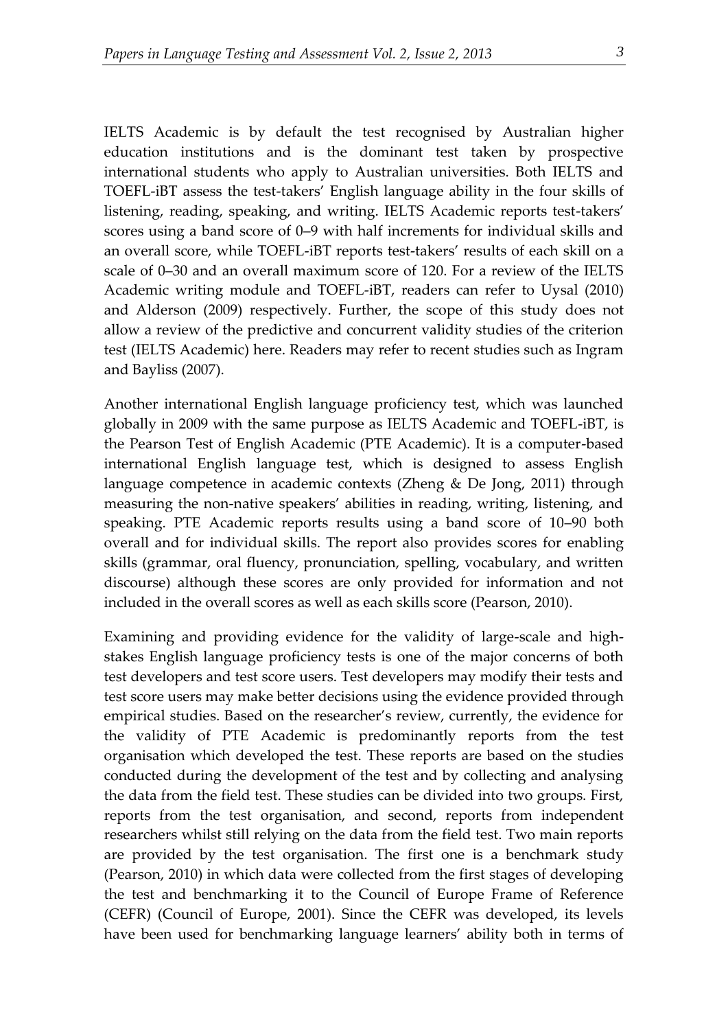IELTS Academic is by default the test recognised by Australian higher education institutions and is the dominant test taken by prospective international students who apply to Australian universities. Both IELTS and TOEFL-iBT assess the test-takers' English language ability in the four skills of listening, reading, speaking, and writing. IELTS Academic reports test-takers' scores using a band score of 0–9 with half increments for individual skills and an overall score, while TOEFL-iBT reports test-takers' results of each skill on a scale of 0–30 and an overall maximum score of 120. For a review of the IELTS Academic writing module and TOEFL-iBT, readers can refer to Uysal (2010) and Alderson (2009) respectively. Further, the scope of this study does not allow a review of the predictive and concurrent validity studies of the criterion test (IELTS Academic) here. Readers may refer to recent studies such as Ingram and Bayliss (2007).

Another international English language proficiency test, which was launched globally in 2009 with the same purpose as IELTS Academic and TOEFL-iBT, is the Pearson Test of English Academic (PTE Academic). It is a computer-based international English language test, which is designed to assess English language competence in academic contexts (Zheng & De Jong, 2011) through measuring the non-native speakers' abilities in reading, writing, listening, and speaking. PTE Academic reports results using a band score of 10–90 both overall and for individual skills. The report also provides scores for enabling skills (grammar, oral fluency, pronunciation, spelling, vocabulary, and written discourse) although these scores are only provided for information and not included in the overall scores as well as each skills score (Pearson, 2010).

Examining and providing evidence for the validity of large-scale and high-stakes English language proficiency tests is one of the major concerns of both test developers and test score users. Test developers may modify their tests and test score users may make better decisions using the evidence provided through empirical studies. Based on the researcher's review, currently, the evidence for the validity of PTE Academic is predominantly reports from the test organisation which developed the test. These reports are based on the studies conducted during the development of the test and by collecting and analysing the data from the field test. These studies can be divided into two groups. First, reports from the test organisation, and second, reports from independent researchers whilst still relying on the data from the field test. Two main reports are provided by the test organisation. The first one is a benchmark study (Pearson, 2010) in which data were collected from the first stages of developing the test and benchmarking it to the Council of Europe Frame of Reference (CEFR) (Council of Europe, 2001). Since the CEFR was developed, its levels have been used for benchmarking language learners' ability both in terms of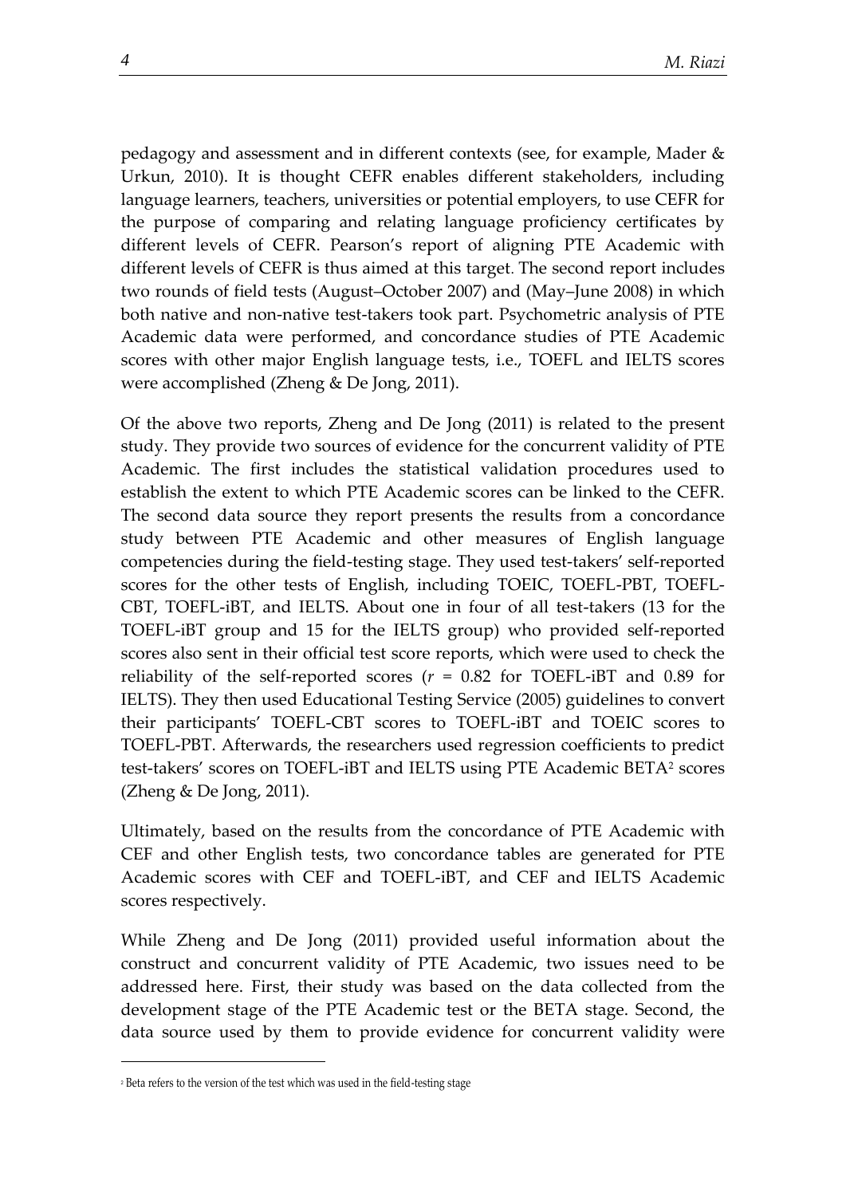pedagogy and assessment and in different contexts (see, for example, Mader & Urkun, 2010). It is thought CEFR enables different stakeholders, including language learners, teachers, universities or potential employers, to use CEFR for the purpose of comparing and relating language proficiency certificates by different levels of CEFR. Pearson's report of aligning PTE Academic with different levels of CEFR is thus aimed at this target. The second report includes two rounds of field tests (August–October 2007) and (May–June 2008) in which both native and non-native test-takers took part. Psychometric analysis of PTE Academic data were performed, and concordance studies of PTE Academic scores with other major English language tests, i.e., TOEFL and IELTS scores were accomplished (Zheng & De Jong, 2011).

Of the above two reports, Zheng and De Jong (2011) is related to the present study. They provide two sources of evidence for the concurrent validity of PTE Academic. The first includes the statistical validation procedures used to establish the extent to which PTE Academic scores can be linked to the CEFR. The second data source they report presents the results from a concordance study between PTE Academic and other measures of English language competencies during the field-testing stage. They used test-takers' self-reported scores for the other tests of English, including TOEIC, TOEFL-PBT, TOEFL-CBT, TOEFL-iBT, and IELTS. About one in four of all test-takers (13 for the TOEFL-iBT group and 15 for the IELTS group) who provided self-reported scores also sent in their official test score reports, which were used to check the reliability of the self-reported scores ($r$ = 0.82 for TOEFL-iBT and 0.89 for IELTS). They then used Educational Testing Service (2005) guidelines to convert their participants' TOEFL-CBT scores to TOEFL-iBT and TOEIC scores to TOEFL-PBT. Afterwards, the researchers used regression coefficients to predict test-takers' scores on TOEFL-iBT and IELTS using PTE Academic BETA[2] scores (Zheng & De Jong, 2011).

Ultimately, based on the results from the concordance of PTE Academic with CEF and other English tests, two concordance tables are generated for PTE Academic scores with CEF and TOEFL-iBT, and CEF and IELTS Academic scores respectively.

While Zheng and De Jong (2011) provided useful information about the construct and concurrent validity of PTE Academic, two issues need to be addressed here. First, their study was based on the data collected from the development stage of the PTE Academic test or the BETA stage. Second, the data source used by them to provide evidence for concurrent validity were

---

[2] Beta refers to the version of the test which was used in the field-testing stage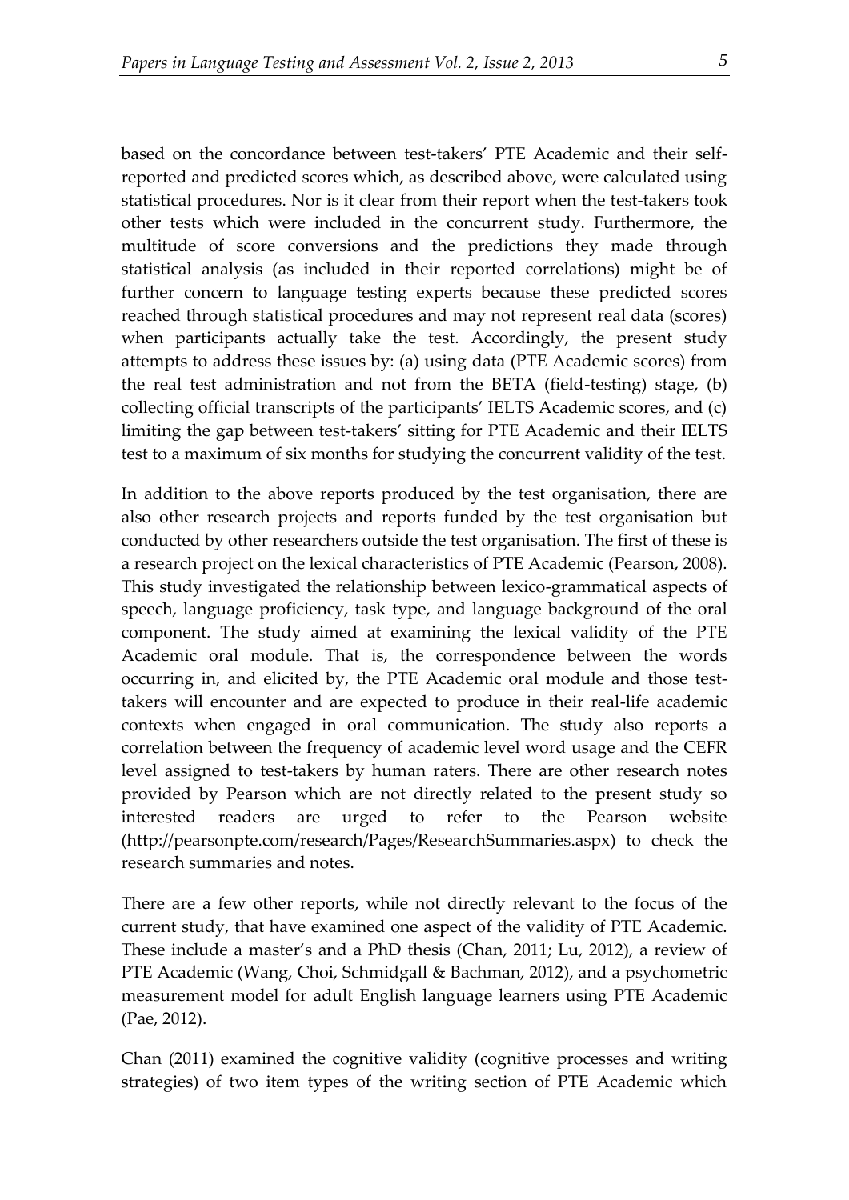based on the concordance between test-takers' PTE Academic and their self-reported and predicted scores which, as described above, were calculated using statistical procedures. Nor is it clear from their report when the test-takers took other tests which were included in the concurrent study. Furthermore, the multitude of score conversions and the predictions they made through statistical analysis (as included in their reported correlations) might be of further concern to language testing experts because these predicted scores reached through statistical procedures and may not represent real data (scores) when participants actually take the test. Accordingly, the present study attempts to address these issues by: (a) using data (PTE Academic scores) from the real test administration and not from the BETA (field-testing) stage, (b) collecting official transcripts of the participants' IELTS Academic scores, and (c) limiting the gap between test-takers' sitting for PTE Academic and their IELTS test to a maximum of six months for studying the concurrent validity of the test.

In addition to the above reports produced by the test organisation, there are also other research projects and reports funded by the test organisation but conducted by other researchers outside the test organisation. The first of these is a research project on the lexical characteristics of PTE Academic (Pearson, 2008). This study investigated the relationship between lexico-grammatical aspects of speech, language proficiency, task type, and language background of the oral component. The study aimed at examining the lexical validity of the PTE Academic oral module. That is, the correspondence between the words occurring in, and elicited by, the PTE Academic oral module and those test-takers will encounter and are expected to produce in their real-life academic contexts when engaged in oral communication. The study also reports a correlation between the frequency of academic level word usage and the CEFR level assigned to test-takers by human raters. There are other research notes provided by Pearson which are not directly related to the present study so interested readers are urged to refer to the Pearson website (http://pearsonpte.com/research/Pages/ResearchSummaries.aspx) to check the research summaries and notes.

There are a few other reports, while not directly relevant to the focus of the current study, that have examined one aspect of the validity of PTE Academic. These include a master's and a PhD thesis (Chan, 2011; Lu, 2012), a review of PTE Academic (Wang, Choi, Schmidgall & Bachman, 2012), and a psychometric measurement model for adult English language learners using PTE Academic (Pae, 2012).

Chan (2011) examined the cognitive validity (cognitive processes and writing strategies) of two item types of the writing section of PTE Academic which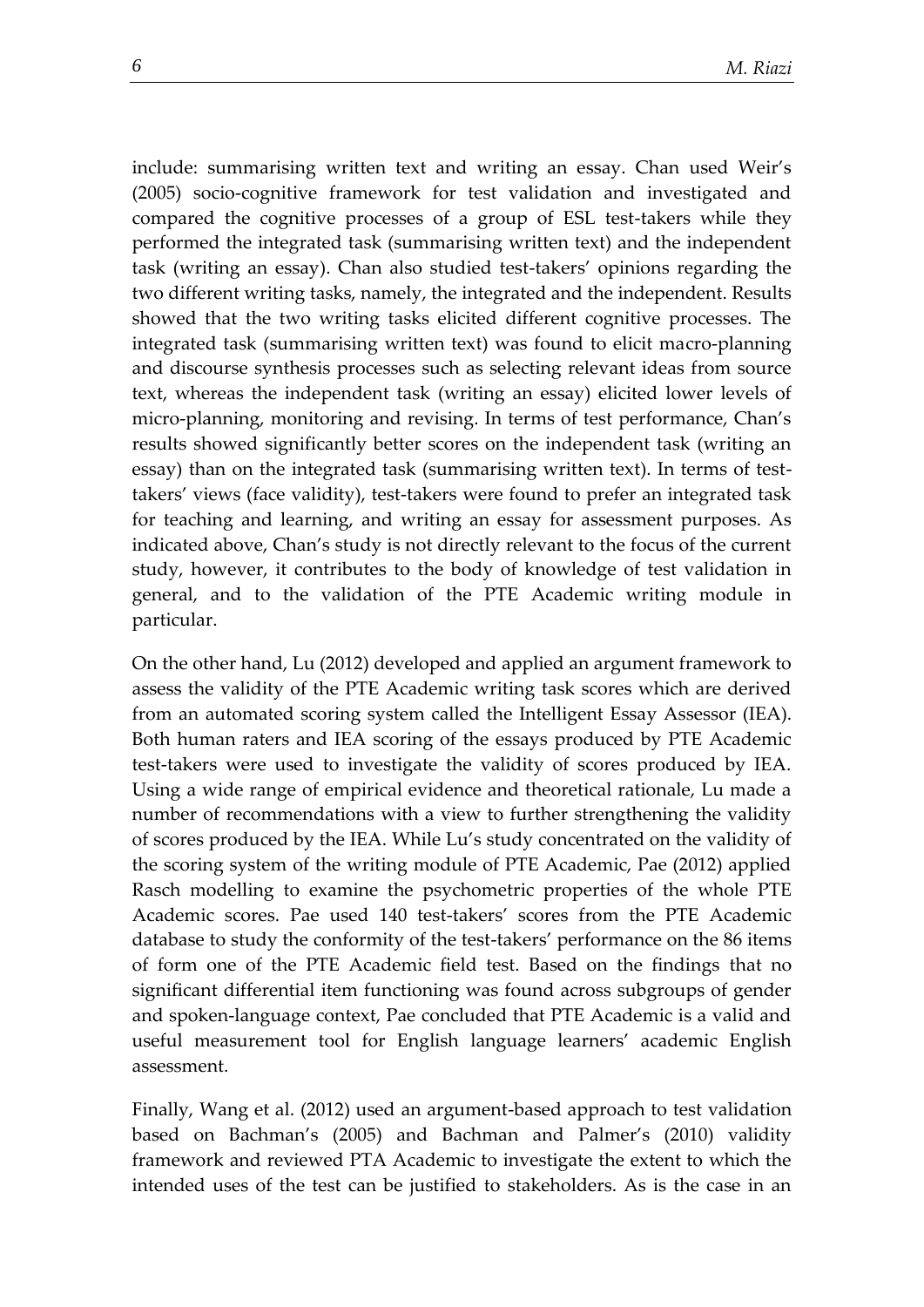include: summarising written text and writing an essay. Chan used Weir's (2005) socio-cognitive framework for test validation and investigated and compared the cognitive processes of a group of ESL test-takers while they performed the integrated task (summarising written text) and the independent task (writing an essay). Chan also studied test-takers' opinions regarding the two different writing tasks, namely, the integrated and the independent. Results showed that the two writing tasks elicited different cognitive processes. The integrated task (summarising written text) was found to elicit macro-planning and discourse synthesis processes such as selecting relevant ideas from source text, whereas the independent task (writing an essay) elicited lower levels of micro-planning, monitoring and revising. In terms of test performance, Chan's results showed significantly better scores on the independent task (writing an essay) than on the integrated task (summarising written text). In terms of test-takers' views (face validity), test-takers were found to prefer an integrated task for teaching and learning, and writing an essay for assessment purposes. As indicated above, Chan's study is not directly relevant to the focus of the current study, however, it contributes to the body of knowledge of test validation in general, and to the validation of the PTE Academic writing module in particular.

On the other hand, Lu (2012) developed and applied an argument framework to assess the validity of the PTE Academic writing task scores which are derived from an automated scoring system called the Intelligent Essay Assessor (IEA). Both human raters and IEA scoring of the essays produced by PTE Academic test-takers were used to investigate the validity of scores produced by IEA. Using a wide range of empirical evidence and theoretical rationale, Lu made a number of recommendations with a view to further strengthening the validity of scores produced by the IEA. While Lu's study concentrated on the validity of the scoring system of the writing module of PTE Academic, Pae (2012) applied Rasch modelling to examine the psychometric properties of the whole PTE Academic scores. Pae used 140 test-takers' scores from the PTE Academic database to study the conformity of the test-takers' performance on the 86 items of form one of the PTE Academic field test. Based on the findings that no significant differential item functioning was found across subgroups of gender and spoken-language context, Pae concluded that PTE Academic is a valid and useful measurement tool for English language learners' academic English assessment.

Finally, Wang et al. (2012) used an argument-based approach to test validation based on Bachman's (2005) and Bachman and Palmer's (2010) validity framework and reviewed PTA Academic to investigate the extent to which the intended uses of the test can be justified to stakeholders. As is the case in an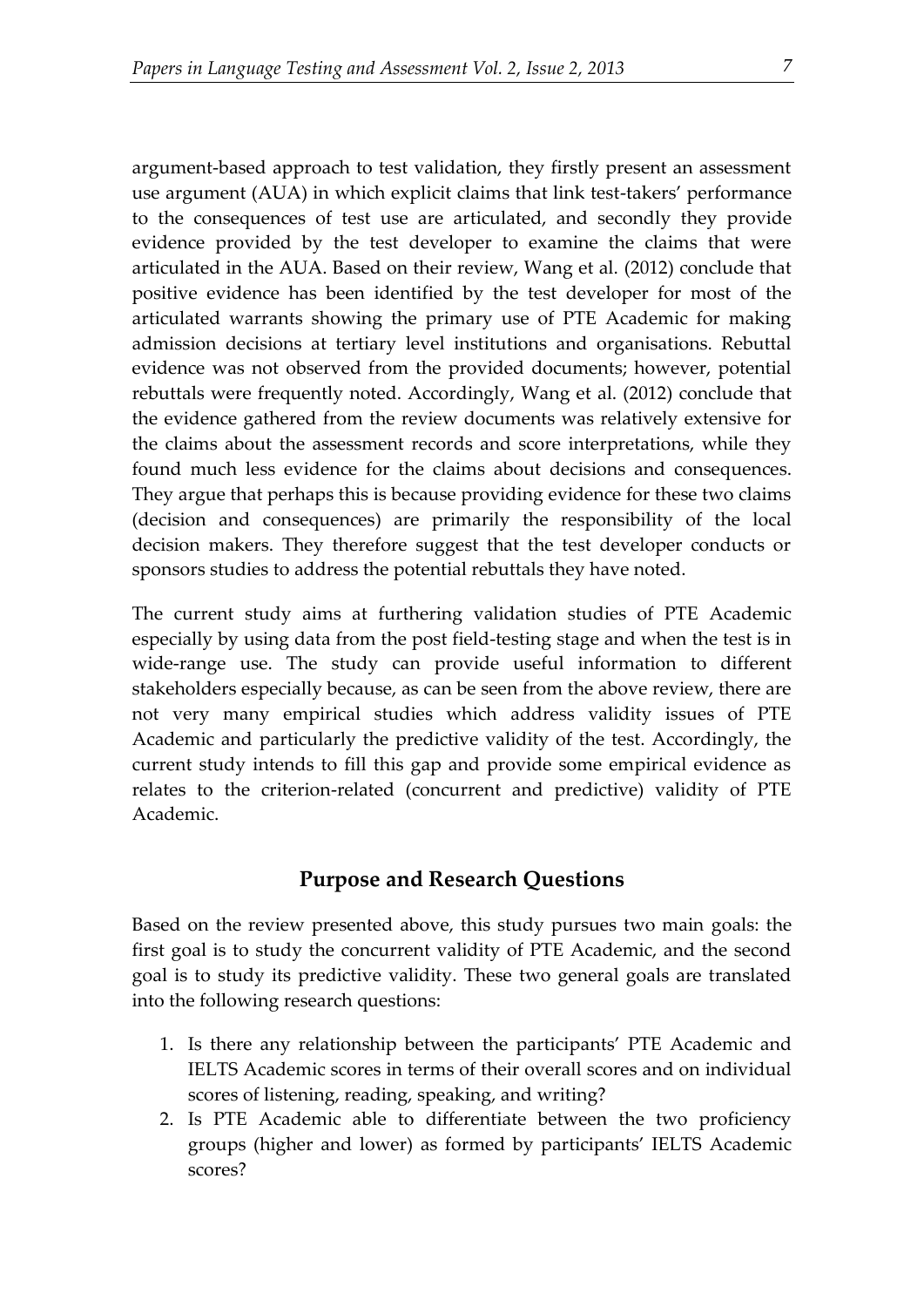argument-based approach to test validation, they firstly present an assessment use argument (AUA) in which explicit claims that link test-takers' performance to the consequences of test use are articulated, and secondly they provide evidence provided by the test developer to examine the claims that were articulated in the AUA. Based on their review, Wang et al. (2012) conclude that positive evidence has been identified by the test developer for most of the articulated warrants showing the primary use of PTE Academic for making admission decisions at tertiary level institutions and organisations. Rebuttal evidence was not observed from the provided documents; however, potential rebuttals were frequently noted. Accordingly, Wang et al. (2012) conclude that the evidence gathered from the review documents was relatively extensive for the claims about the assessment records and score interpretations, while they found much less evidence for the claims about decisions and consequences. They argue that perhaps this is because providing evidence for these two claims (decision and consequences) are primarily the responsibility of the local decision makers. They therefore suggest that the test developer conducts or sponsors studies to address the potential rebuttals they have noted.

The current study aims at furthering validation studies of PTE Academic especially by using data from the post field-testing stage and when the test is in wide-range use. The study can provide useful information to different stakeholders especially because, as can be seen from the above review, there are not very many empirical studies which address validity issues of PTE Academic and particularly the predictive validity of the test. Accordingly, the current study intends to fill this gap and provide some empirical evidence as relates to the criterion-related (concurrent and predictive) validity of PTE Academic.

## Purpose and Research Questions

Based on the review presented above, this study pursues two main goals: the first goal is to study the concurrent validity of PTE Academic, and the second goal is to study its predictive validity. These two general goals are translated into the following research questions:

1. Is there any relationship between the participants' PTE Academic and IELTS Academic scores in terms of their overall scores and on individual scores of listening, reading, speaking, and writing?
2. Is PTE Academic able to differentiate between the two proficiency groups (higher and lower) as formed by participants' IELTS Academic scores?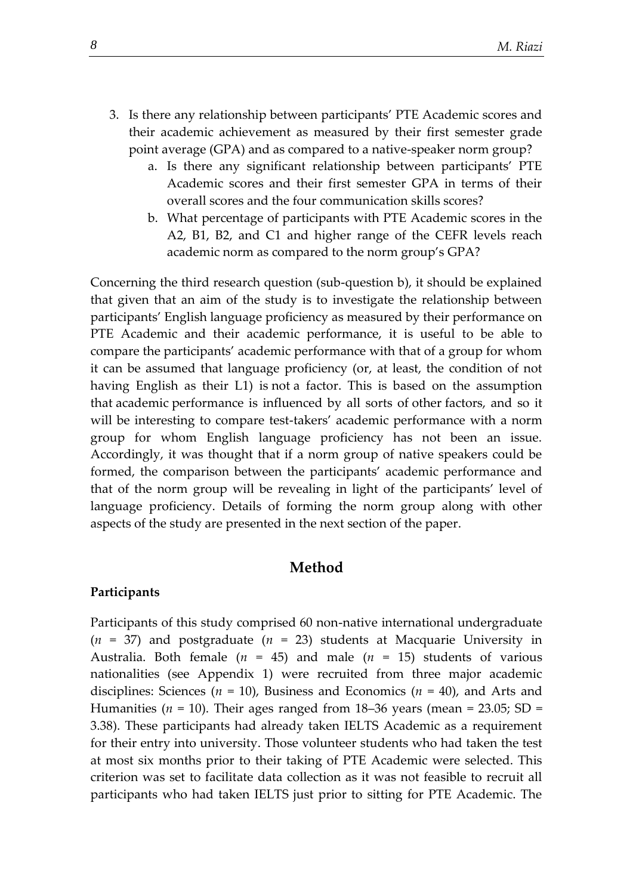3. Is there any relationship between participants' PTE Academic scores and their academic achievement as measured by their first semester grade point average (GPA) and as compared to a native-speaker norm group?
    a. Is there any significant relationship between participants' PTE Academic scores and their first semester GPA in terms of their overall scores and the four communication skills scores?
    b. What percentage of participants with PTE Academic scores in the A2, B1, B2, and C1 and higher range of the CEFR levels reach academic norm as compared to the norm group's GPA?

Concerning the third research question (sub-question b), it should be explained that given that an aim of the study is to investigate the relationship between participants' English language proficiency as measured by their performance on PTE Academic and their academic performance, it is useful to be able to compare the participants' academic performance with that of a group for whom it can be assumed that language proficiency (or, at least, the condition of not having English as their L1) is not a factor. This is based on the assumption that academic performance is influenced by all sorts of other factors, and so it will be interesting to compare test-takers' academic performance with a norm group for whom English language proficiency has not been an issue. Accordingly, it was thought that if a norm group of native speakers could be formed, the comparison between the participants' academic performance and that of the norm group will be revealing in light of the participants' level of language proficiency. Details of forming the norm group along with other aspects of the study are presented in the next section of the paper.

## Method

### Participants

Participants of this study comprised 60 non-native international undergraduate ($n$ = 37) and postgraduate ($n$ = 23) students at Macquarie University in Australia. Both female ($n$ = 45) and male ($n$ = 15) students of various nationalities (see Appendix 1) were recruited from three major academic disciplines: Sciences ($n$ = 10), Business and Economics ($n$ = 40), and Arts and Humanities ($n$ = 10). Their ages ranged from 18–36 years (mean = 23.05; SD = 3.38). These participants had already taken IELTS Academic as a requirement for their entry into university. Those volunteer students who had taken the test at most six months prior to their taking of PTE Academic were selected. This criterion was set to facilitate data collection as it was not feasible to recruit all participants who had taken IELTS just prior to sitting for PTE Academic. The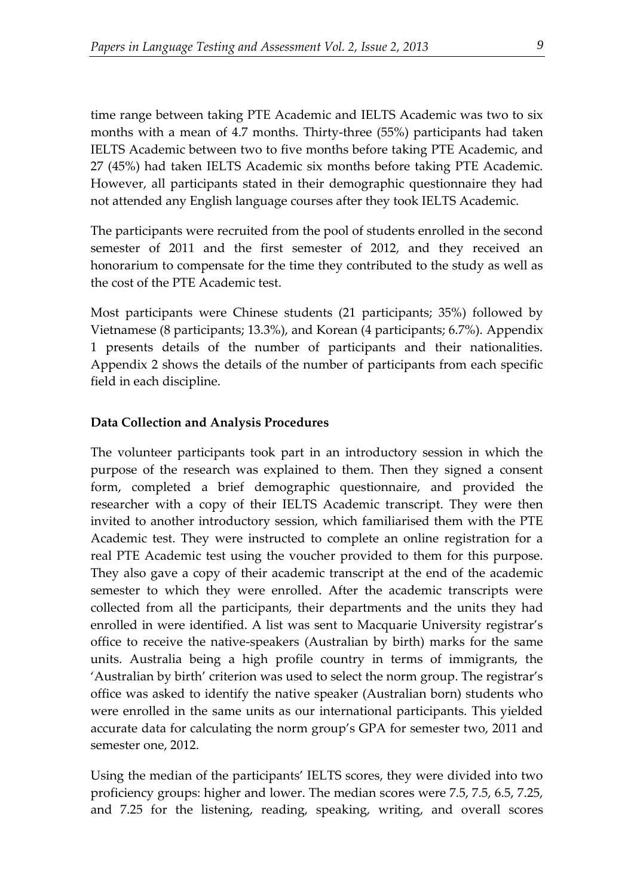time range between taking PTE Academic and IELTS Academic was two to six months with a mean of 4.7 months. Thirty-three (55%) participants had taken IELTS Academic between two to five months before taking PTE Academic, and 27 (45%) had taken IELTS Academic six months before taking PTE Academic. However, all participants stated in their demographic questionnaire they had not attended any English language courses after they took IELTS Academic.

The participants were recruited from the pool of students enrolled in the second semester of 2011 and the first semester of 2012, and they received an honorarium to compensate for the time they contributed to the study as well as the cost of the PTE Academic test.

Most participants were Chinese students (21 participants; 35%) followed by Vietnamese (8 participants; 13.3%), and Korean (4 participants; 6.7%). Appendix 1 presents details of the number of participants and their nationalities. Appendix 2 shows the details of the number of participants from each specific field in each discipline.

**Data Collection and Analysis Procedures**

The volunteer participants took part in an introductory session in which the purpose of the research was explained to them. Then they signed a consent form, completed a brief demographic questionnaire, and provided the researcher with a copy of their IELTS Academic transcript. They were then invited to another introductory session, which familiarised them with the PTE Academic test. They were instructed to complete an online registration for a real PTE Academic test using the voucher provided to them for this purpose. They also gave a copy of their academic transcript at the end of the academic semester to which they were enrolled. After the academic transcripts were collected from all the participants, their departments and the units they had enrolled in were identified. A list was sent to Macquarie University registrar's office to receive the native-speakers (Australian by birth) marks for the same units. Australia being a high profile country in terms of immigrants, the 'Australian by birth' criterion was used to select the norm group. The registrar's office was asked to identify the native speaker (Australian born) students who were enrolled in the same units as our international participants. This yielded accurate data for calculating the norm group's GPA for semester two, 2011 and semester one, 2012.

Using the median of the participants' IELTS scores, they were divided into two proficiency groups: higher and lower. The median scores were 7.5, 7.5, 6.5, 7.25, and 7.25 for the listening, reading, speaking, writing, and overall scores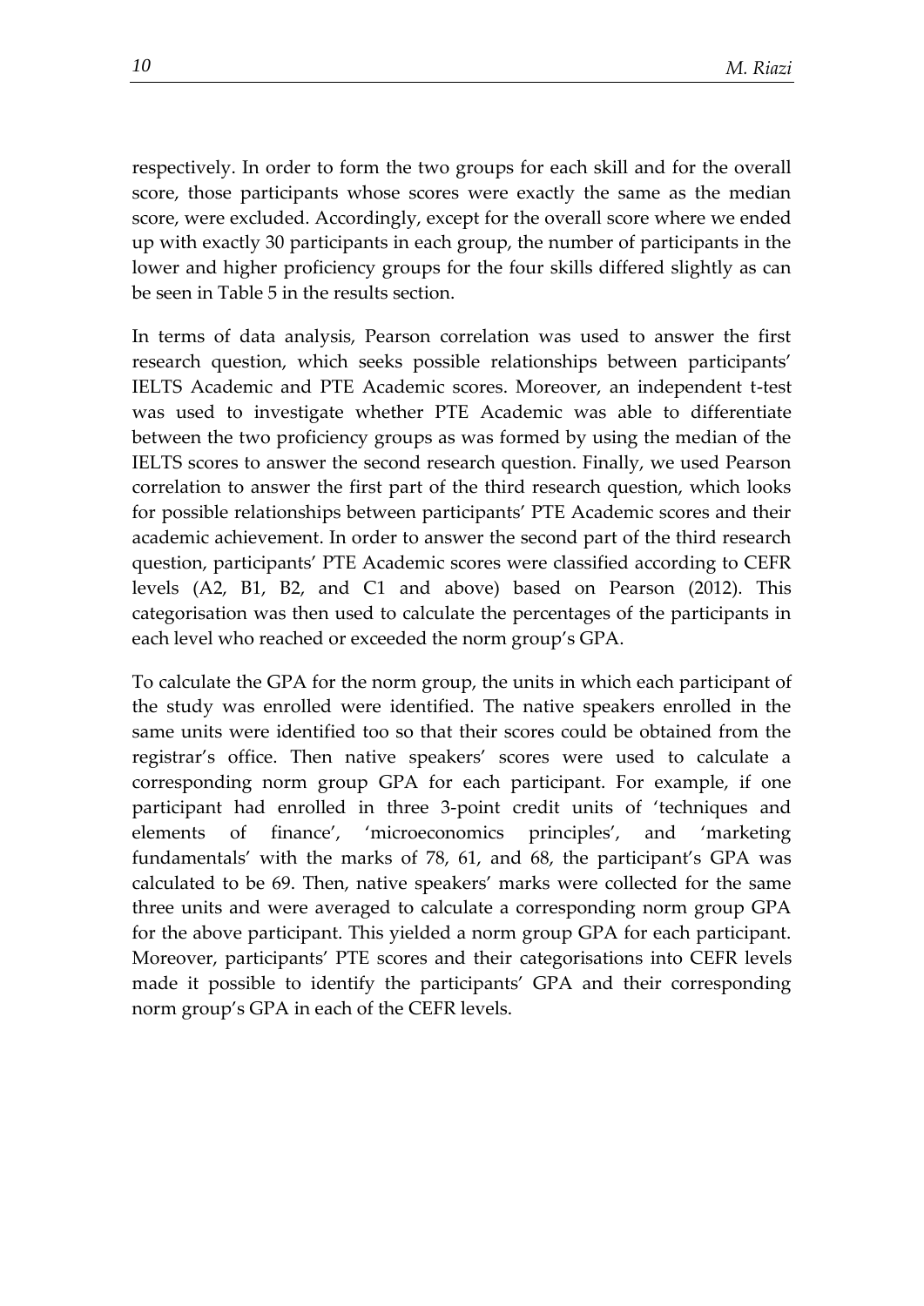respectively. In order to form the two groups for each skill and for the overall score, those participants whose scores were exactly the same as the median score, were excluded. Accordingly, except for the overall score where we ended up with exactly 30 participants in each group, the number of participants in the lower and higher proficiency groups for the four skills differed slightly as can be seen in Table 5 in the results section.

In terms of data analysis, Pearson correlation was used to answer the first research question, which seeks possible relationships between participants' IELTS Academic and PTE Academic scores. Moreover, an independent t-test was used to investigate whether PTE Academic was able to differentiate between the two proficiency groups as was formed by using the median of the IELTS scores to answer the second research question. Finally, we used Pearson correlation to answer the first part of the third research question, which looks for possible relationships between participants' PTE Academic scores and their academic achievement. In order to answer the second part of the third research question, participants' PTE Academic scores were classified according to CEFR levels (A2, B1, B2, and C1 and above) based on Pearson (2012). This categorisation was then used to calculate the percentages of the participants in each level who reached or exceeded the norm group's GPA.

To calculate the GPA for the norm group, the units in which each participant of the study was enrolled were identified. The native speakers enrolled in the same units were identified too so that their scores could be obtained from the registrar's office. Then native speakers' scores were used to calculate a corresponding norm group GPA for each participant. For example, if one participant had enrolled in three 3-point credit units of 'techniques and elements of finance', 'microeconomics principles', and 'marketing fundamentals' with the marks of 78, 61, and 68, the participant's GPA was calculated to be 69. Then, native speakers' marks were collected for the same three units and were averaged to calculate a corresponding norm group GPA for the above participant. This yielded a norm group GPA for each participant. Moreover, participants' PTE scores and their categorisations into CEFR levels made it possible to identify the participants' GPA and their corresponding norm group's GPA in each of the CEFR levels.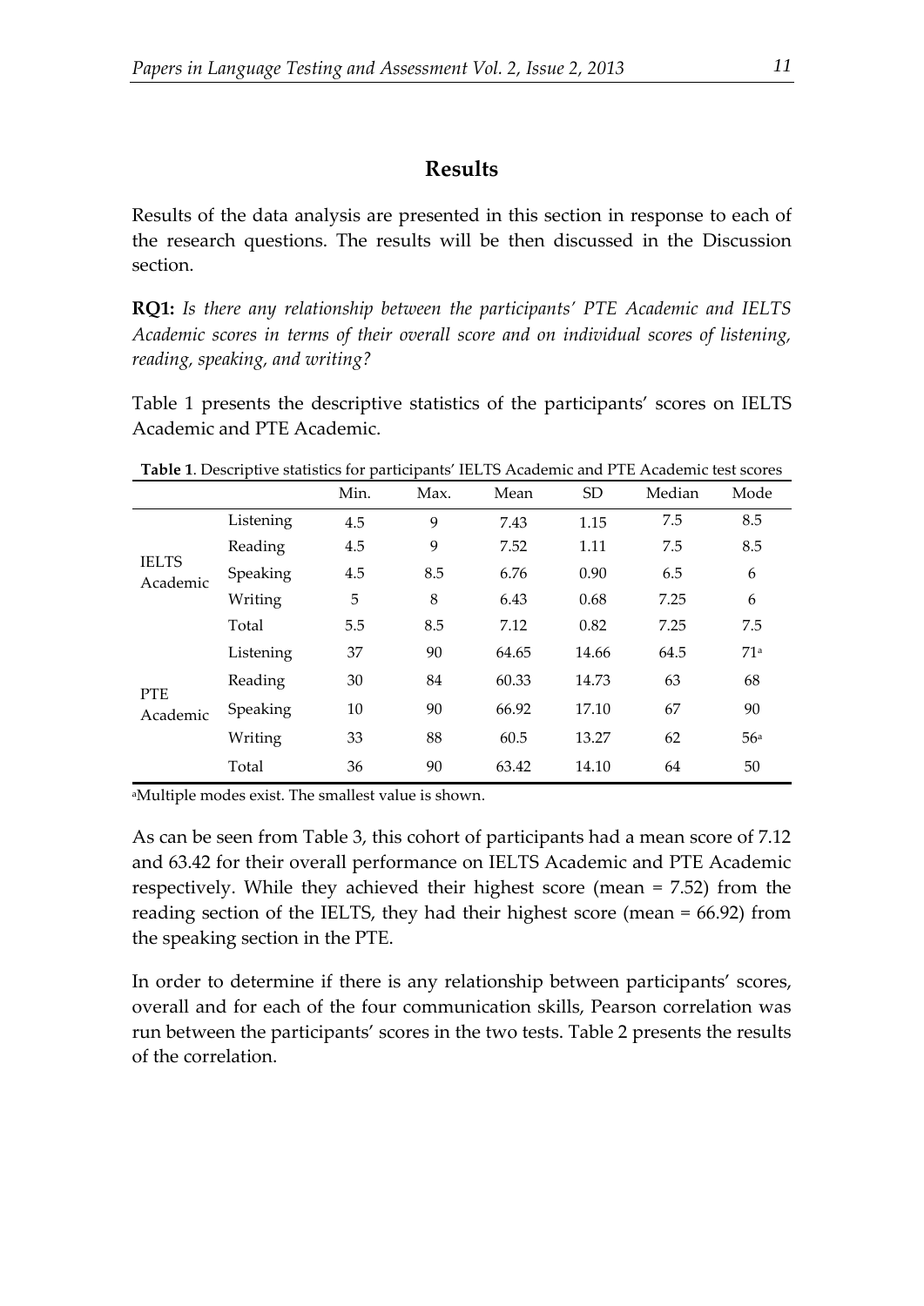## Results

Results of the data analysis are presented in this section in response to each of the research questions. The results will be then discussed in the Discussion section.

**RQ1:** *Is there any relationship between the participants' PTE Academic and IELTS Academic scores in terms of their overall score and on individual scores of listening, reading, speaking, and writing?*

Table 1 presents the descriptive statistics of the participants' scores on IELTS Academic and PTE Academic.

**Table 1**. Descriptive statistics for participants' IELTS Academic and PTE Academic test scores

| | | Min. | Max. | Mean | SD | Median | Mode |
|---|---|---|---|---|---|---|---|
| IELTS Academic | Listening | 4.5 | 9 | 7.43 | 1.15 | 7.5 | 8.5 |
| | Reading | 4.5 | 9 | 7.52 | 1.11 | 7.5 | 8.5 |
| | Speaking | 4.5 | 8.5 | 6.76 | 0.90 | 6.5 | 6 |
| | Writing | 5 | 8 | 6.43 | 0.68 | 7.25 | 6 |
| | Total | 5.5 | 8.5 | 7.12 | 0.82 | 7.25 | 7.5 |
| PTE Academic | Listening | 37 | 90 | 64.65 | 14.66 | 64.5 | 71[a] |
| | Reading | 30 | 84 | 60.33 | 14.73 | 63 | 68 |
| | Speaking | 10 | 90 | 66.92 | 17.10 | 67 | 90 |
| | Writing | 33 | 88 | 60.5 | 13.27 | 62 | 56[a] |
| | Total | 36 | 90 | 63.42 | 14.10 | 64 | 50 |

[a]Multiple modes exist. The smallest value is shown.

As can be seen from Table 3, this cohort of participants had a mean score of 7.12 and 63.42 for their overall performance on IELTS Academic and PTE Academic respectively. While they achieved their highest score (mean = 7.52) from the reading section of the IELTS, they had their highest score (mean = 66.92) from the speaking section in the PTE.

In order to determine if there is any relationship between participants' scores, overall and for each of the four communication skills, Pearson correlation was run between the participants' scores in the two tests. Table 2 presents the results of the correlation.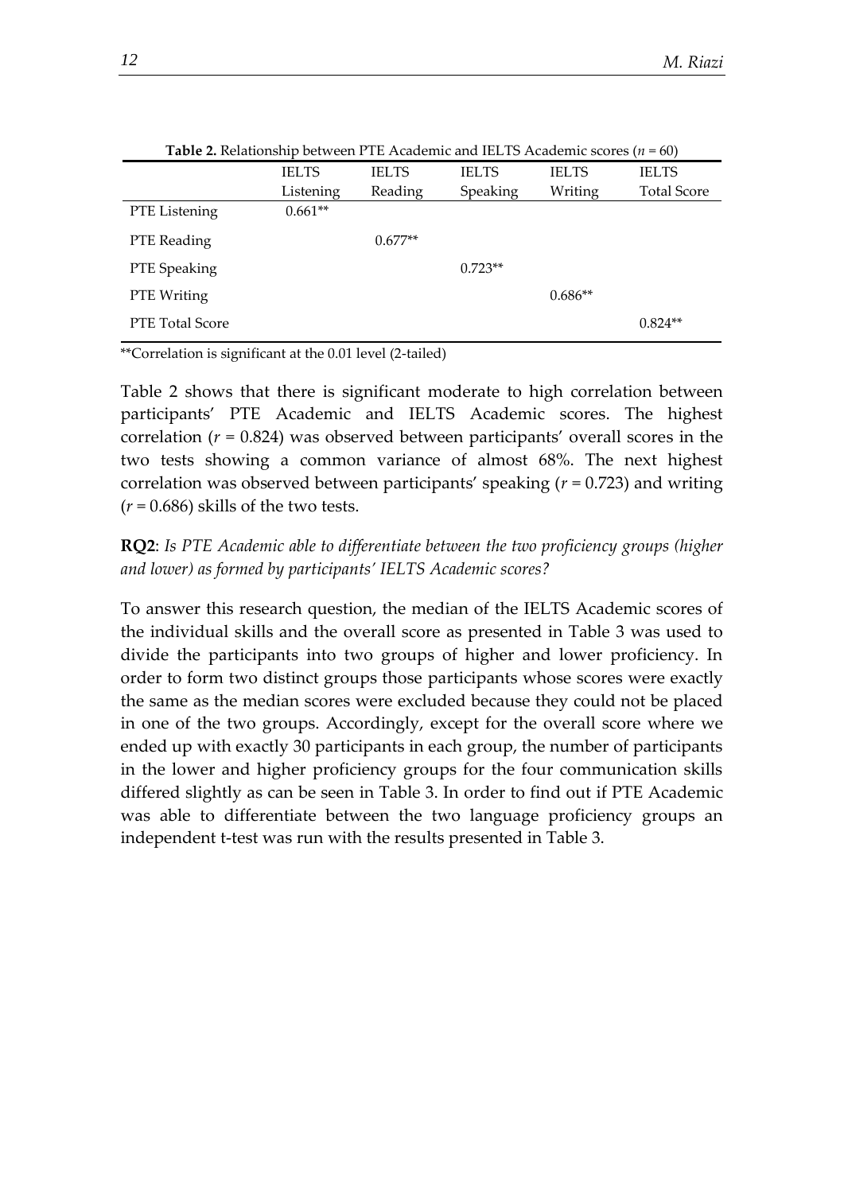**Table 2.** Relationship between PTE Academic and IELTS Academic scores ($n$ = 60)

| | IELTS Listening | IELTS Reading | IELTS Speaking | IELTS Writing | IELTS Total Score |
|---|---|---|---|---|---|
| PTE Listening | 0.661** | | | | |
| PTE Reading | | 0.677** | | | |
| PTE Speaking | | | 0.723** | | |
| PTE Writing | | | | 0.686** | |
| PTE Total Score | | | | | 0.824** |

**Correlation is significant at the 0.01 level (2-tailed)

Table 2 shows that there is significant moderate to high correlation between participants' PTE Academic and IELTS Academic scores. The highest correlation ($r$ = 0.824) was observed between participants' overall scores in the two tests showing a common variance of almost 68%. The next highest correlation was observed between participants' speaking ($r$ = 0.723) and writing ($r$ = 0.686) skills of the two tests.

**RQ2**: *Is PTE Academic able to differentiate between the two proficiency groups (higher and lower) as formed by participants' IELTS Academic scores?*

To answer this research question, the median of the IELTS Academic scores of the individual skills and the overall score as presented in Table 3 was used to divide the participants into two groups of higher and lower proficiency. In order to form two distinct groups those participants whose scores were exactly the same as the median scores were excluded because they could not be placed in one of the two groups. Accordingly, except for the overall score where we ended up with exactly 30 participants in each group, the number of participants in the lower and higher proficiency groups for the four communication skills differed slightly as can be seen in Table 3. In order to find out if PTE Academic was able to differentiate between the two language proficiency groups an independent t-test was run with the results presented in Table 3.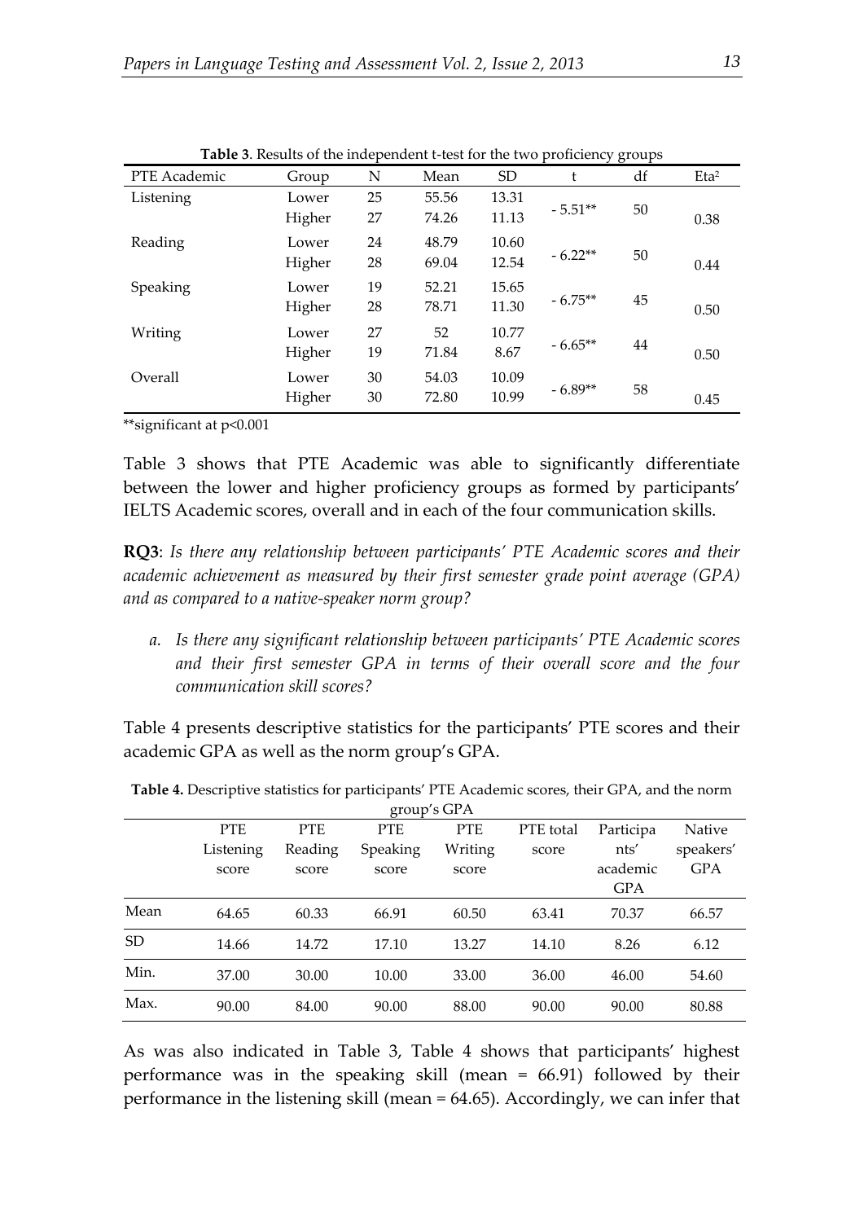**Table 3**. Results of the independent t-test for the two proficiency groups

| PTE Academic | Group | N | Mean | SD | t | df | Eta² |
|---|---|---|---|---|---|---|---|
| Listening | Lower | 25 | 55.56 | 13.31 | - 5.51** | 50 | |
| | Higher | 27 | 74.26 | 11.13 | | | 0.38 |
| Reading | Lower | 24 | 48.79 | 10.60 | - 6.22** | 50 | |
| | Higher | 28 | 69.04 | 12.54 | | | 0.44 |
| Speaking | Lower | 19 | 52.21 | 15.65 | - 6.75** | 45 | |
| | Higher | 28 | 78.71 | 11.30 | | | 0.50 |
| Writing | Lower | 27 | 52 | 10.77 | - 6.65** | 44 | |
| | Higher | 19 | 71.84 | 8.67 | | | 0.50 |
| Overall | Lower | 30 | 54.03 | 10.09 | - 6.89** | 58 | |
| | Higher | 30 | 72.80 | 10.99 | | | 0.45 |

**significant at $p<0.001$

Table 3 shows that PTE Academic was able to significantly differentiate between the lower and higher proficiency groups as formed by participants' IELTS Academic scores, overall and in each of the four communication skills.

**RQ3**: *Is there any relationship between participants' PTE Academic scores and their academic achievement as measured by their first semester grade point average (GPA) and as compared to a native-speaker norm group?*

*a. Is there any significant relationship between participants' PTE Academic scores and their first semester GPA in terms of their overall score and the four communication skill scores?*

Table 4 presents descriptive statistics for the participants' PTE scores and their academic GPA as well as the norm group's GPA.

**Table 4.** Descriptive statistics for participants' PTE Academic scores, their GPA, and the norm group's GPA

| | PTE Listening score | PTE Reading score | PTE Speaking score | PTE Writing score | PTE total score | Participants' academic GPA | Native speakers' GPA |
|---|---|---|---|---|---|---|---|
| Mean | 64.65 | 60.33 | 66.91 | 60.50 | 63.41 | 70.37 | 66.57 |
| SD | 14.66 | 14.72 | 17.10 | 13.27 | 14.10 | 8.26 | 6.12 |
| Min. | 37.00 | 30.00 | 10.00 | 33.00 | 36.00 | 46.00 | 54.60 |
| Max. | 90.00 | 84.00 | 90.00 | 88.00 | 90.00 | 90.00 | 80.88 |

As was also indicated in Table 3, Table 4 shows that participants' highest performance was in the speaking skill (mean = 66.91) followed by their performance in the listening skill (mean = 64.65). Accordingly, we can infer that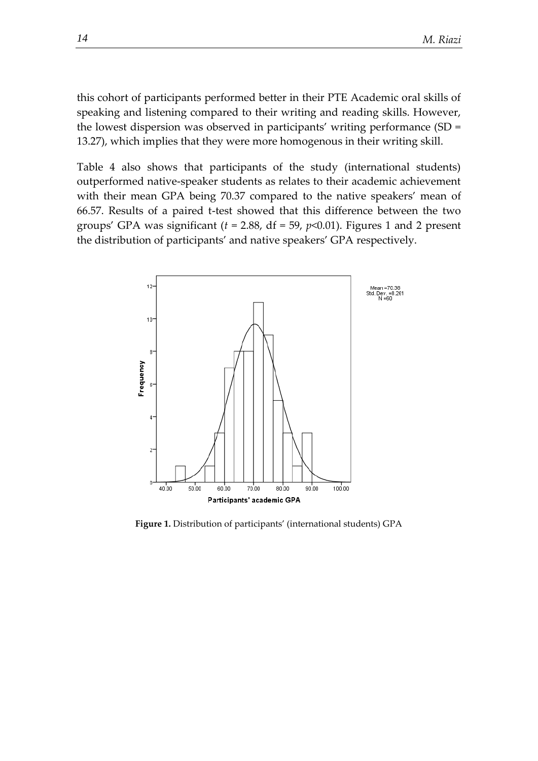this cohort of participants performed better in their PTE Academic oral skills of speaking and listening compared to their writing and reading skills. However, the lowest dispersion was observed in participants' writing performance (SD = 13.27), which implies that they were more homogenous in their writing skill.

Table 4 also shows that participants of the study (international students) outperformed native-speaker students as relates to their academic achievement with their mean GPA being 70.37 compared to the native speakers' mean of 66.57. Results of a paired t-test showed that this difference between the two groups' GPA was significant ($t$ = 2.88, df = 59, $p$<0.01). Figures 1 and 2 present the distribution of participants' and native speakers' GPA respectively.

**Figure 1.** Distribution of participants' (international students) GPA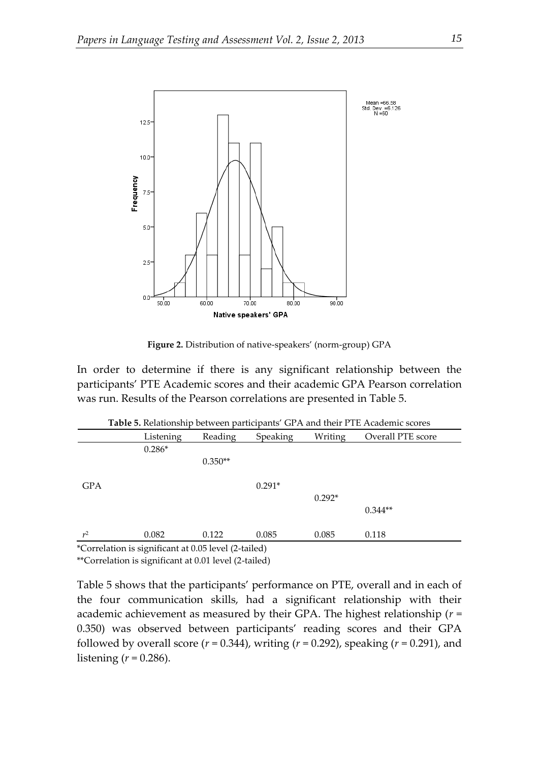**Figure 2.** Distribution of native-speakers' (norm-group) GPA

In order to determine if there is any significant relationship between the participants' PTE Academic scores and their academic GPA Pearson correlation was run. Results of the Pearson correlations are presented in Table 5.

**Table 5.** Relationship between participants' GPA and their PTE Academic scores

| | Listening | Reading | Speaking | Writing | Overall PTE score |
|---|---|---|---|---|---|
| GPA | 0.286* | 0.350** | 0.291* | 0.292* | 0.344** |
| $r^2$ | 0.082 | 0.122 | 0.085 | 0.085 | 0.118 |

*Correlation is significant at 0.05 level (2-tailed)

**Correlation is significant at 0.01 level (2-tailed)

Table 5 shows that the participants' performance on PTE, overall and in each of the four communication skills, had a significant relationship with their academic achievement as measured by their GPA. The highest relationship ($r$ = 0.350) was observed between participants' reading scores and their GPA followed by overall score ($r$ = 0.344), writing ($r$ = 0.292), speaking ($r$ = 0.291), and listening ($r$ = 0.286).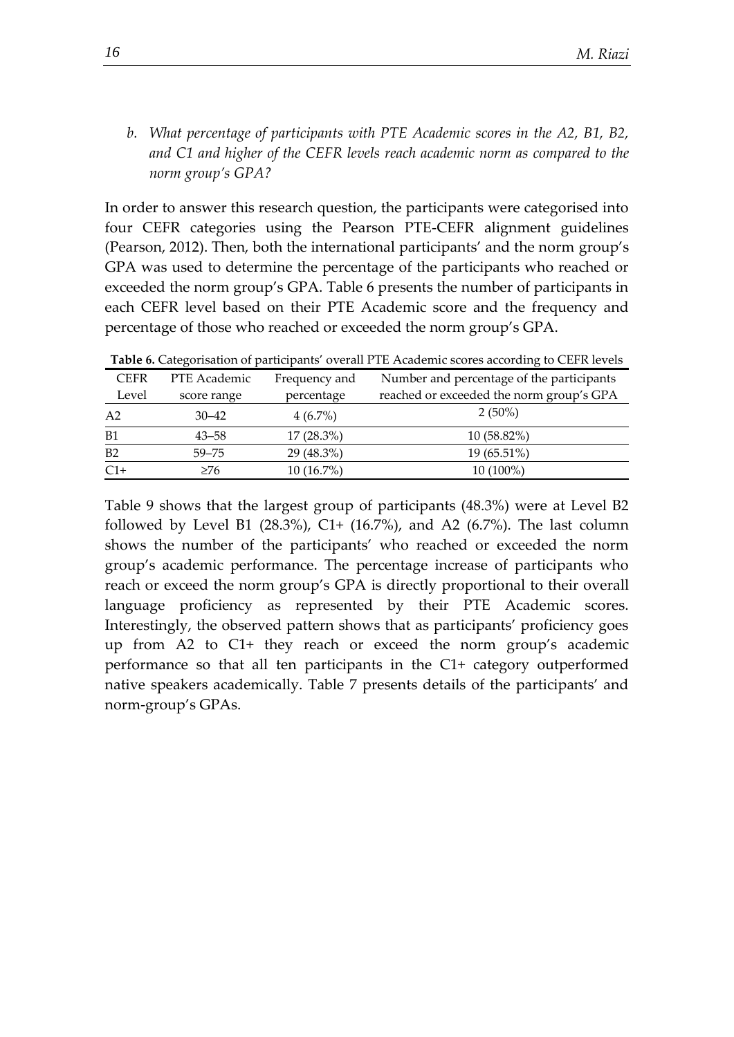*b. What percentage of participants with PTE Academic scores in the A2, B1, B2, and C1 and higher of the CEFR levels reach academic norm as compared to the norm group's GPA?*

In order to answer this research question, the participants were categorised into four CEFR categories using the Pearson PTE-CEFR alignment guidelines (Pearson, 2012). Then, both the international participants' and the norm group's GPA was used to determine the percentage of the participants who reached or exceeded the norm group's GPA. Table 6 presents the number of participants in each CEFR level based on their PTE Academic score and the frequency and percentage of those who reached or exceeded the norm group's GPA.

**Table 6.** Categorisation of participants' overall PTE Academic scores according to CEFR levels

| CEFR Level | PTE Academic score range | Frequency and percentage | Number and percentage of the participants reached or exceeded the norm group's GPA |
|---|---|---|---|
| A2 | 30–42 | 4 (6.7%) | 2 (50%) |
| B1 | 43–58 | 17 (28.3%) | 10 (58.82%) |
| B2 | 59–75 | 29 (48.3%) | 19 (65.51%) |
| C1+ | ≥76 | 10 (16.7%) | 10 (100%) |

Table 9 shows that the largest group of participants (48.3%) were at Level B2 followed by Level B1 (28.3%), C1+ (16.7%), and A2 (6.7%). The last column shows the number of the participants' who reached or exceeded the norm group's academic performance. The percentage increase of participants who reach or exceed the norm group's GPA is directly proportional to their overall language proficiency as represented by their PTE Academic scores. Interestingly, the observed pattern shows that as participants' proficiency goes up from A2 to C1+ they reach or exceed the norm group's academic performance so that all ten participants in the C1+ category outperformed native speakers academically. Table 7 presents details of the participants' and norm-group's GPAs.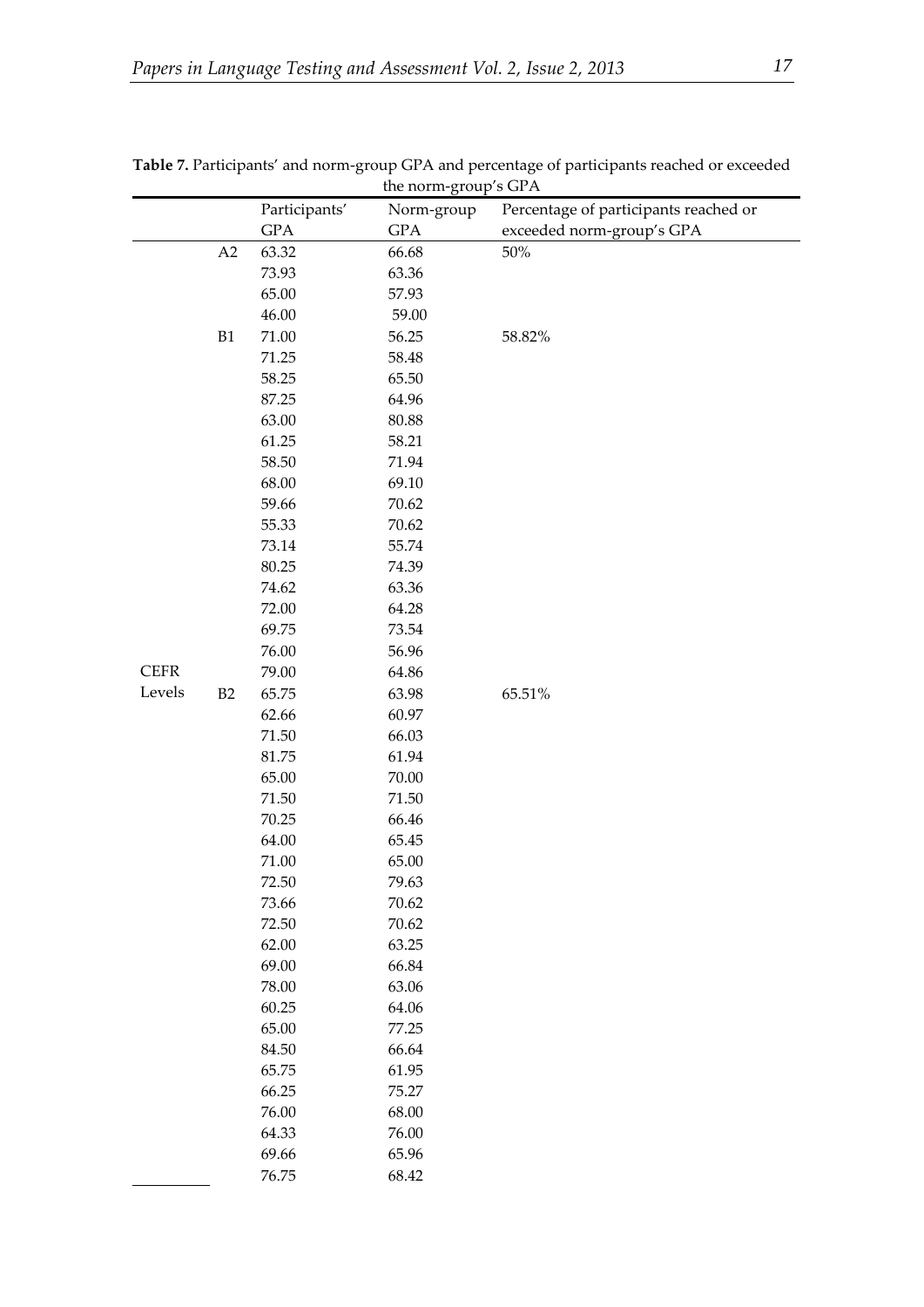**Table 7.** Participants' and norm-group GPA and percentage of participants reached or exceeded the norm-group's GPA

| | | Participants' GPA | Norm-group GPA | Percentage of participants reached or exceeded norm-group's GPA |
|---|---|---|---|---|
| CEFR Levels | A2 | 63.32 | 66.68 | 50% |
| | | 73.93 | 63.36 | |
| | | 65.00 | 57.93 | |
| | | 46.00 | 59.00 | |
| | B1 | 71.00 | 56.25 | 58.82% |
| | | 71.25 | 58.48 | |
| | | 58.25 | 65.50 | |
| | | 87.25 | 64.96 | |
| | | 63.00 | 80.88 | |
| | | 61.25 | 58.21 | |
| | | 58.50 | 71.94 | |
| | | 68.00 | 69.10 | |
| | | 59.66 | 70.62 | |
| | | 55.33 | 70.62 | |
| | | 73.14 | 55.74 | |
| | | 80.25 | 74.39 | |
| | | 74.62 | 63.36 | |
| | | 72.00 | 64.28 | |
| | | 69.75 | 73.54 | |
| | | 76.00 | 56.96 | |
| | | 79.00 | 64.86 | |
| | B2 | 65.75 | 63.98 | 65.51% |
| | | 62.66 | 60.97 | |
| | | 71.50 | 66.03 | |
| | | 81.75 | 61.94 | |
| | | 65.00 | 70.00 | |
| | | 71.50 | 71.50 | |
| | | 70.25 | 66.46 | |
| | | 64.00 | 65.45 | |
| | | 71.00 | 65.00 | |
| | | 72.50 | 79.63 | |
| | | 73.66 | 70.62 | |
| | | 72.50 | 70.62 | |
| | | 62.00 | 63.25 | |
| | | 69.00 | 66.84 | |
| | | 78.00 | 63.06 | |
| | | 60.25 | 64.06 | |
| | | 65.00 | 77.25 | |
| | | 84.50 | 66.64 | |
| | | 65.75 | 61.95 | |
| | | 66.25 | 75.27 | |
| | | 76.00 | 68.00 | |
| | | 64.33 | 76.00 | |
| | | 69.66 | 65.96 | |
| | | 76.75 | 68.42 | |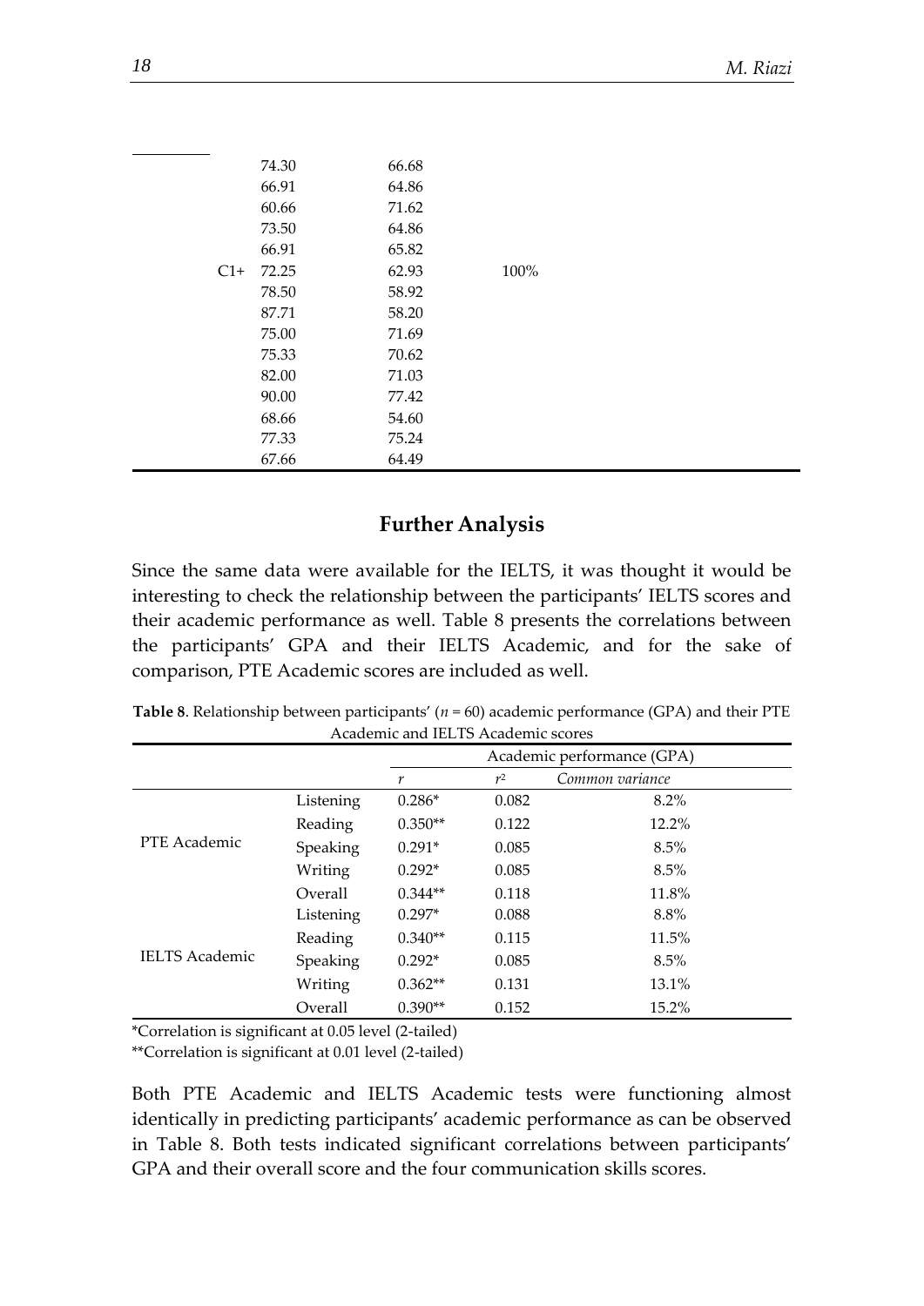|  |  |  |  |
|---|---|---|---|
|  | 74.30 | 66.68 |  |
|  | 66.91 | 64.86 |  |
|  | 60.66 | 71.62 |  |
|  | 73.50 | 64.86 |  |
|  | 66.91 | 65.82 |  |
| C1+ | 72.25 | 62.93 | 100% |
|  | 78.50 | 58.92 |  |
|  | 87.71 | 58.20 |  |
|  | 75.00 | 71.69 |  |
|  | 75.33 | 70.62 |  |
|  | 82.00 | 71.03 |  |
|  | 90.00 | 77.42 |  |
|  | 68.66 | 54.60 |  |
|  | 77.33 | 75.24 |  |
|  | 67.66 | 64.49 |  |

## Further Analysis

Since the same data were available for the IELTS, it was thought it would be interesting to check the relationship between the participants' IELTS scores and their academic performance as well. Table 8 presents the correlations between the participants' GPA and their IELTS Academic, and for the sake of comparison, PTE Academic scores are included as well.

**Table 8**. Relationship between participants' ($n$ = 60) academic performance (GPA) and their PTE Academic and IELTS Academic scores

|  |  | Academic performance (GPA) | | |
|---|---|---|---|---|
|  |  | *r* | $r^2$ | *Common variance* |
| PTE Academic | Listening | 0.286* | 0.082 | 8.2% |
|  | Reading | 0.350** | 0.122 | 12.2% |
|  | Speaking | 0.291* | 0.085 | 8.5% |
|  | Writing | 0.292* | 0.085 | 8.5% |
|  | Overall | 0.344** | 0.118 | 11.8% |
| IELTS Academic | Listening | 0.297* | 0.088 | 8.8% |
|  | Reading | 0.340** | 0.115 | 11.5% |
|  | Speaking | 0.292* | 0.085 | 8.5% |
|  | Writing | 0.362** | 0.131 | 13.1% |
|  | Overall | 0.390** | 0.152 | 15.2% |

*Correlation is significant at 0.05 level (2-tailed)

**Correlation is significant at 0.01 level (2-tailed)

Both PTE Academic and IELTS Academic tests were functioning almost identically in predicting participants' academic performance as can be observed in Table 8. Both tests indicated significant correlations between participants' GPA and their overall score and the four communication skills scores.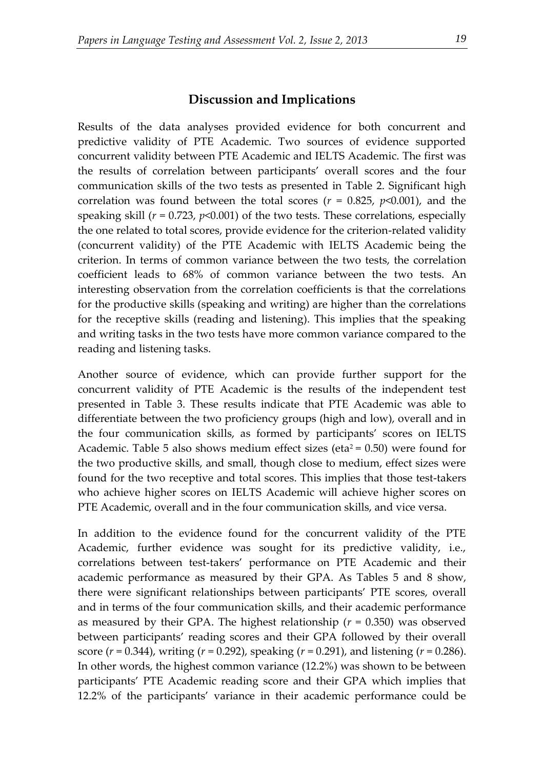## Discussion and Implications

Results of the data analyses provided evidence for both concurrent and predictive validity of PTE Academic. Two sources of evidence supported concurrent validity between PTE Academic and IELTS Academic. The first was the results of correlation between participants' overall scores and the four communication skills of the two tests as presented in Table 2. Significant high correlation was found between the total scores ($r$ = 0.825, $p$<0.001), and the speaking skill ($r$ = 0.723, $p$<0.001) of the two tests. These correlations, especially the one related to total scores, provide evidence for the criterion-related validity (concurrent validity) of the PTE Academic with IELTS Academic being the criterion. In terms of common variance between the two tests, the correlation coefficient leads to 68% of common variance between the two tests. An interesting observation from the correlation coefficients is that the correlations for the productive skills (speaking and writing) are higher than the correlations for the receptive skills (reading and listening). This implies that the speaking and writing tasks in the two tests have more common variance compared to the reading and listening tasks.

Another source of evidence, which can provide further support for the concurrent validity of PTE Academic is the results of the independent test presented in Table 3. These results indicate that PTE Academic was able to differentiate between the two proficiency groups (high and low), overall and in the four communication skills, as formed by participants' scores on IELTS Academic. Table 5 also shows medium effect sizes (eta$^2$ = 0.50) were found for the two productive skills, and small, though close to medium, effect sizes were found for the two receptive and total scores. This implies that those test-takers who achieve higher scores on IELTS Academic will achieve higher scores on PTE Academic, overall and in the four communication skills, and vice versa.

In addition to the evidence found for the concurrent validity of the PTE Academic, further evidence was sought for its predictive validity, i.e., correlations between test-takers' performance on PTE Academic and their academic performance as measured by their GPA. As Tables 5 and 8 show, there were significant relationships between participants' PTE scores, overall and in terms of the four communication skills, and their academic performance as measured by their GPA. The highest relationship ($r$ = 0.350) was observed between participants' reading scores and their GPA followed by their overall score ($r$ = 0.344), writing ($r$ = 0.292), speaking ($r$ = 0.291), and listening ($r$ = 0.286). In other words, the highest common variance (12.2%) was shown to be between participants' PTE Academic reading score and their GPA which implies that 12.2% of the participants' variance in their academic performance could be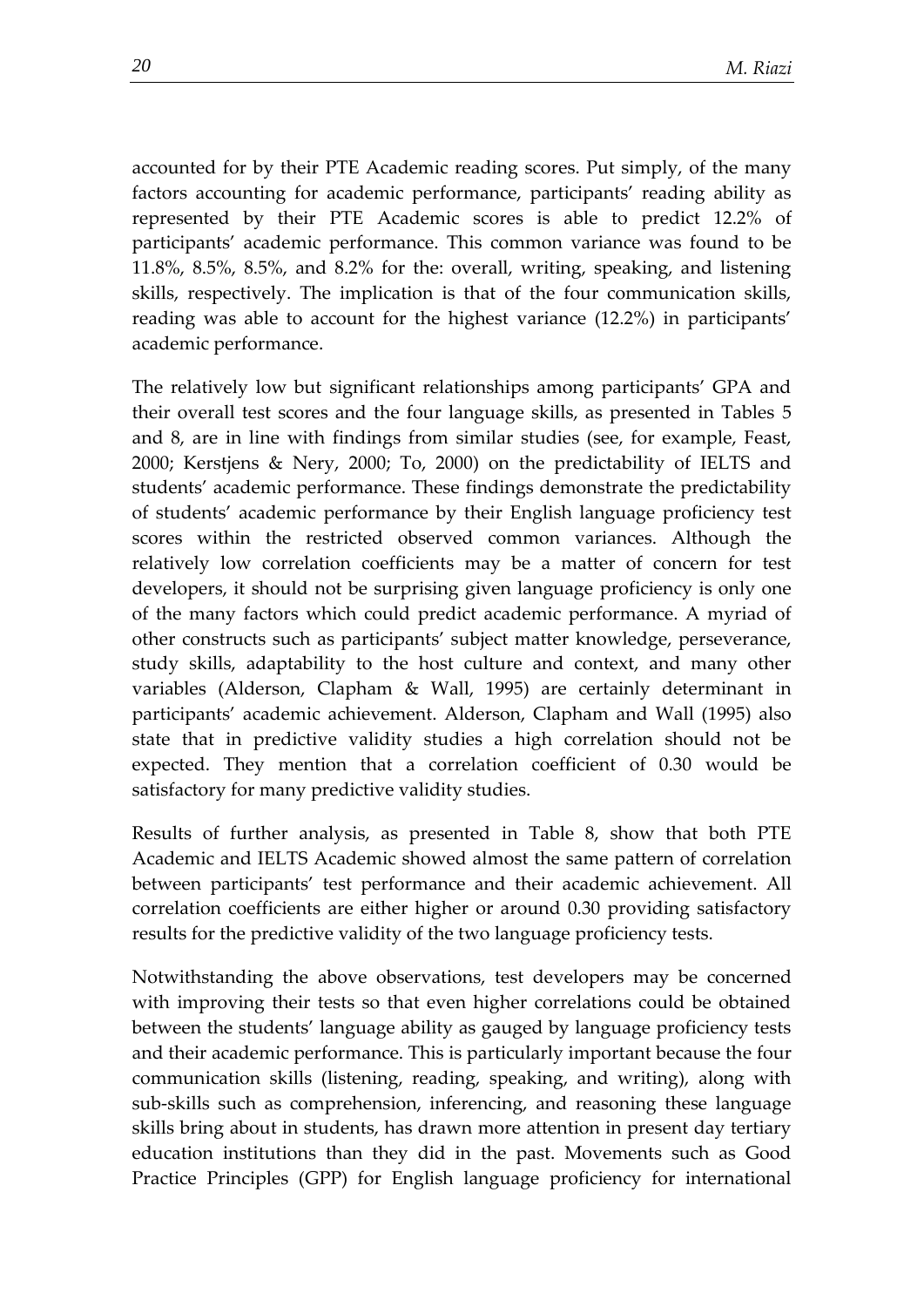accounted for by their PTE Academic reading scores. Put simply, of the many factors accounting for academic performance, participants' reading ability as represented by their PTE Academic scores is able to predict 12.2% of participants' academic performance. This common variance was found to be 11.8%, 8.5%, 8.5%, and 8.2% for the: overall, writing, speaking, and listening skills, respectively. The implication is that of the four communication skills, reading was able to account for the highest variance (12.2%) in participants' academic performance.

The relatively low but significant relationships among participants' GPA and their overall test scores and the four language skills, as presented in Tables 5 and 8, are in line with findings from similar studies (see, for example, Feast, 2000; Kerstjens & Nery, 2000; To, 2000) on the predictability of IELTS and students' academic performance. These findings demonstrate the predictability of students' academic performance by their English language proficiency test scores within the restricted observed common variances. Although the relatively low correlation coefficients may be a matter of concern for test developers, it should not be surprising given language proficiency is only one of the many factors which could predict academic performance. A myriad of other constructs such as participants' subject matter knowledge, perseverance, study skills, adaptability to the host culture and context, and many other variables (Alderson, Clapham & Wall, 1995) are certainly determinant in participants' academic achievement. Alderson, Clapham and Wall (1995) also state that in predictive validity studies a high correlation should not be expected. They mention that a correlation coefficient of 0.30 would be satisfactory for many predictive validity studies.

Results of further analysis, as presented in Table 8, show that both PTE Academic and IELTS Academic showed almost the same pattern of correlation between participants' test performance and their academic achievement. All correlation coefficients are either higher or around 0.30 providing satisfactory results for the predictive validity of the two language proficiency tests.

Notwithstanding the above observations, test developers may be concerned with improving their tests so that even higher correlations could be obtained between the students' language ability as gauged by language proficiency tests and their academic performance. This is particularly important because the four communication skills (listening, reading, speaking, and writing), along with sub-skills such as comprehension, inferencing, and reasoning these language skills bring about in students, has drawn more attention in present day tertiary education institutions than they did in the past. Movements such as Good Practice Principles (GPP) for English language proficiency for international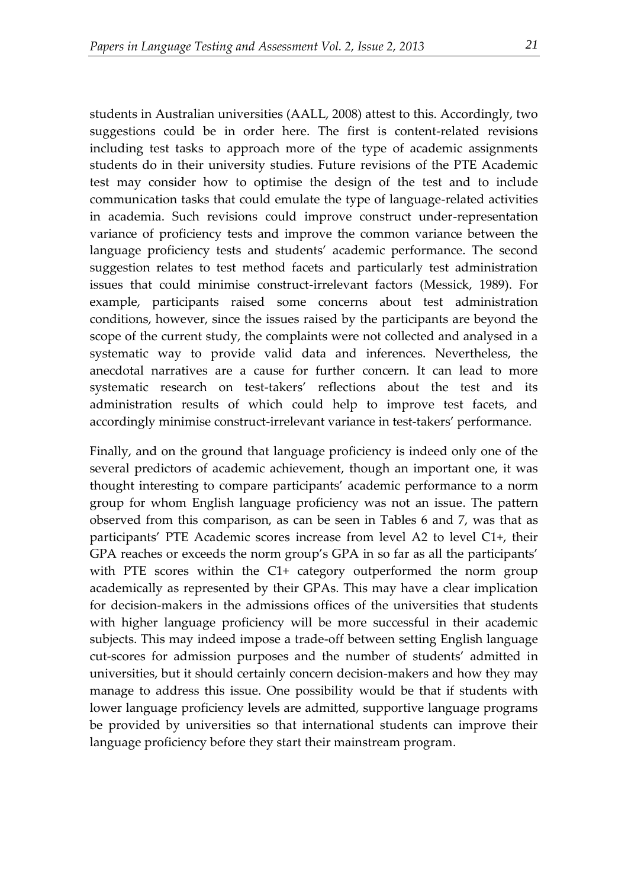students in Australian universities (AALL, 2008) attest to this. Accordingly, two suggestions could be in order here. The first is content-related revisions including test tasks to approach more of the type of academic assignments students do in their university studies. Future revisions of the PTE Academic test may consider how to optimise the design of the test and to include communication tasks that could emulate the type of language-related activities in academia. Such revisions could improve construct under-representation variance of proficiency tests and improve the common variance between the language proficiency tests and students' academic performance. The second suggestion relates to test method facets and particularly test administration issues that could minimise construct-irrelevant factors (Messick, 1989). For example, participants raised some concerns about test administration conditions, however, since the issues raised by the participants are beyond the scope of the current study, the complaints were not collected and analysed in a systematic way to provide valid data and inferences. Nevertheless, the anecdotal narratives are a cause for further concern. It can lead to more systematic research on test-takers' reflections about the test and its administration results of which could help to improve test facets, and accordingly minimise construct-irrelevant variance in test-takers' performance.

Finally, and on the ground that language proficiency is indeed only one of the several predictors of academic achievement, though an important one, it was thought interesting to compare participants' academic performance to a norm group for whom English language proficiency was not an issue. The pattern observed from this comparison, as can be seen in Tables 6 and 7, was that as participants' PTE Academic scores increase from level A2 to level C1+, their GPA reaches or exceeds the norm group's GPA in so far as all the participants' with PTE scores within the C1+ category outperformed the norm group academically as represented by their GPAs. This may have a clear implication for decision-makers in the admissions offices of the universities that students with higher language proficiency will be more successful in their academic subjects. This may indeed impose a trade-off between setting English language cut-scores for admission purposes and the number of students' admitted in universities, but it should certainly concern decision-makers and how they may manage to address this issue. One possibility would be that if students with lower language proficiency levels are admitted, supportive language programs be provided by universities so that international students can improve their language proficiency before they start their mainstream program.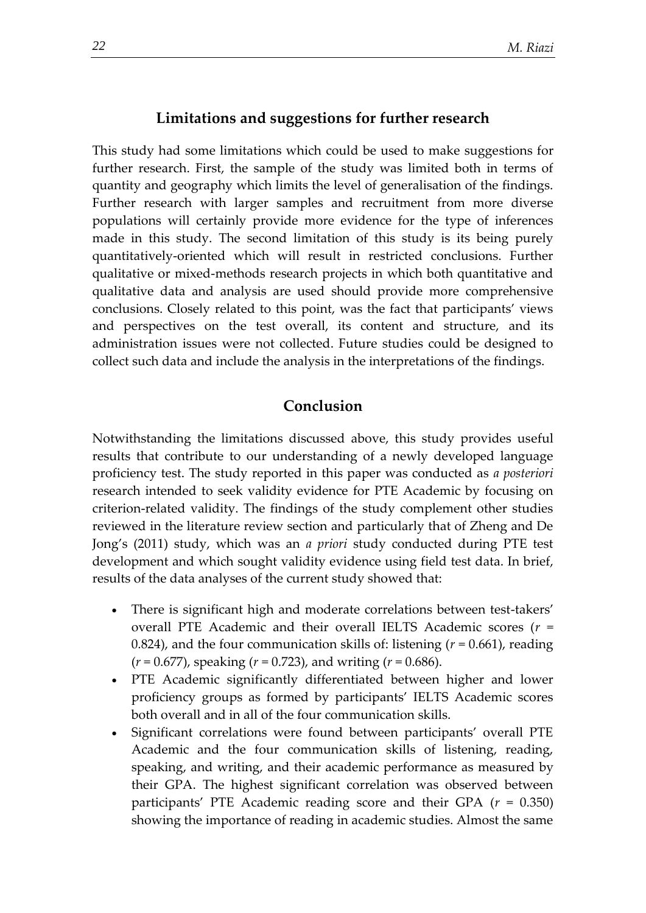## Limitations and suggestions for further research

This study had some limitations which could be used to make suggestions for further research. First, the sample of the study was limited both in terms of quantity and geography which limits the level of generalisation of the findings. Further research with larger samples and recruitment from more diverse populations will certainly provide more evidence for the type of inferences made in this study. The second limitation of this study is its being purely quantitatively-oriented which will result in restricted conclusions. Further qualitative or mixed-methods research projects in which both quantitative and qualitative data and analysis are used should provide more comprehensive conclusions. Closely related to this point, was the fact that participants' views and perspectives on the test overall, its content and structure, and its administration issues were not collected. Future studies could be designed to collect such data and include the analysis in the interpretations of the findings.

## Conclusion

Notwithstanding the limitations discussed above, this study provides useful results that contribute to our understanding of a newly developed language proficiency test. The study reported in this paper was conducted as *a posteriori* research intended to seek validity evidence for PTE Academic by focusing on criterion-related validity. The findings of the study complement other studies reviewed in the literature review section and particularly that of Zheng and De Jong's (2011) study, which was an *a priori* study conducted during PTE test development and which sought validity evidence using field test data. In brief, results of the data analyses of the current study showed that:

- There is significant high and moderate correlations between test-takers' overall PTE Academic and their overall IELTS Academic scores ($r$ = 0.824), and the four communication skills of: listening ($r$ = 0.661), reading ($r$ = 0.677), speaking ($r$ = 0.723), and writing ($r$ = 0.686).
- PTE Academic significantly differentiated between higher and lower proficiency groups as formed by participants' IELTS Academic scores both overall and in all of the four communication skills.
- Significant correlations were found between participants' overall PTE Academic and the four communication skills of listening, reading, speaking, and writing, and their academic performance as measured by their GPA. The highest significant correlation was observed between participants' PTE Academic reading score and their GPA ($r$ = 0.350) showing the importance of reading in academic studies. Almost the same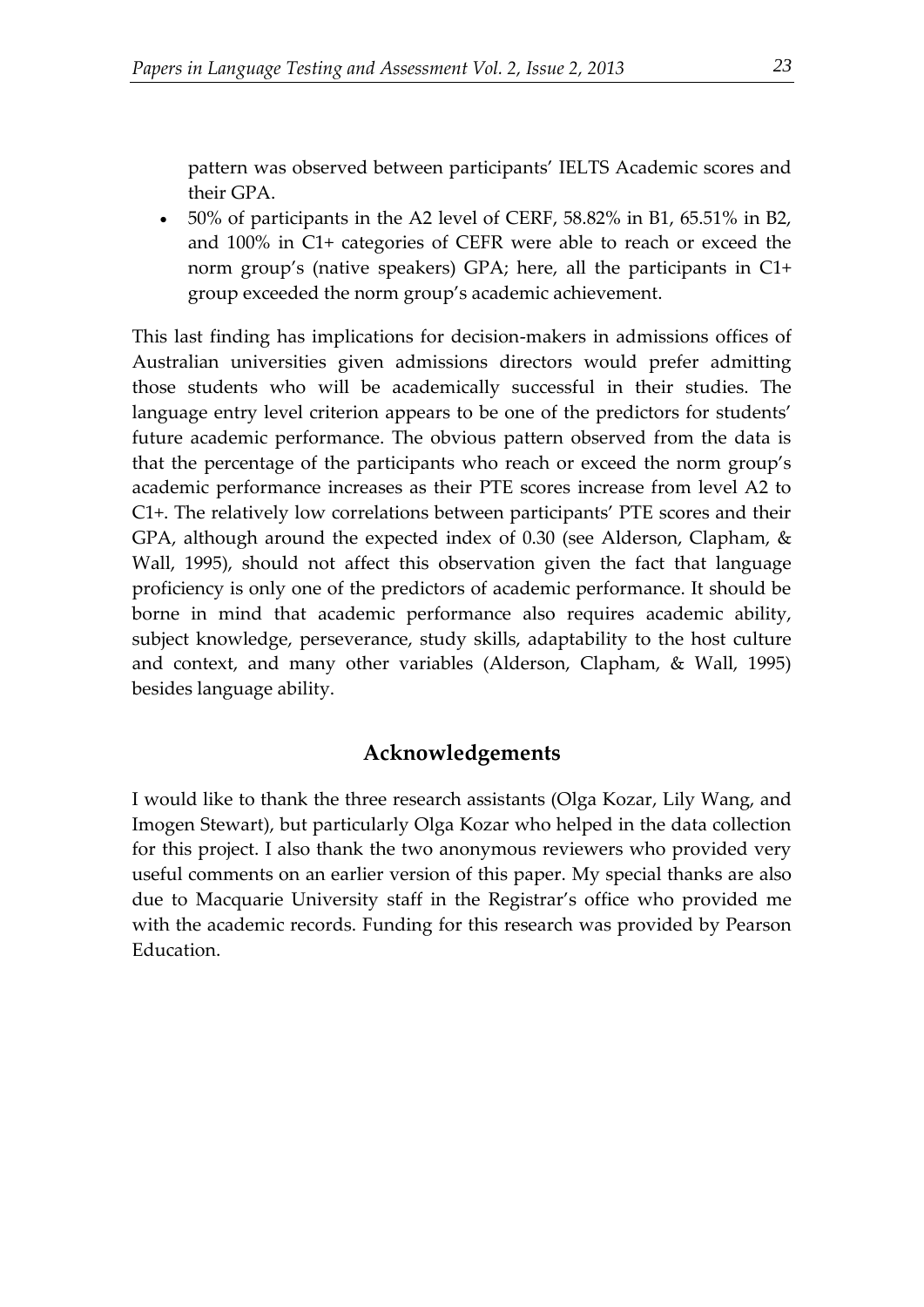pattern was observed between participants' IELTS Academic scores and their GPA.

- 50% of participants in the A2 level of CERF, 58.82% in B1, 65.51% in B2, and 100% in C1+ categories of CEFR were able to reach or exceed the norm group's (native speakers) GPA; here, all the participants in C1+ group exceeded the norm group's academic achievement.

This last finding has implications for decision-makers in admissions offices of Australian universities given admissions directors would prefer admitting those students who will be academically successful in their studies. The language entry level criterion appears to be one of the predictors for students' future academic performance. The obvious pattern observed from the data is that the percentage of the participants who reach or exceed the norm group's academic performance increases as their PTE scores increase from level A2 to C1+. The relatively low correlations between participants' PTE scores and their GPA, although around the expected index of 0.30 (see Alderson, Clapham, & Wall, 1995), should not affect this observation given the fact that language proficiency is only one of the predictors of academic performance. It should be borne in mind that academic performance also requires academic ability, subject knowledge, perseverance, study skills, adaptability to the host culture and context, and many other variables (Alderson, Clapham, & Wall, 1995) besides language ability.

## Acknowledgements

I would like to thank the three research assistants (Olga Kozar, Lily Wang, and Imogen Stewart), but particularly Olga Kozar who helped in the data collection for this project. I also thank the two anonymous reviewers who provided very useful comments on an earlier version of this paper. My special thanks are also due to Macquarie University staff in the Registrar's office who provided me with the academic records. Funding for this research was provided by Pearson Education.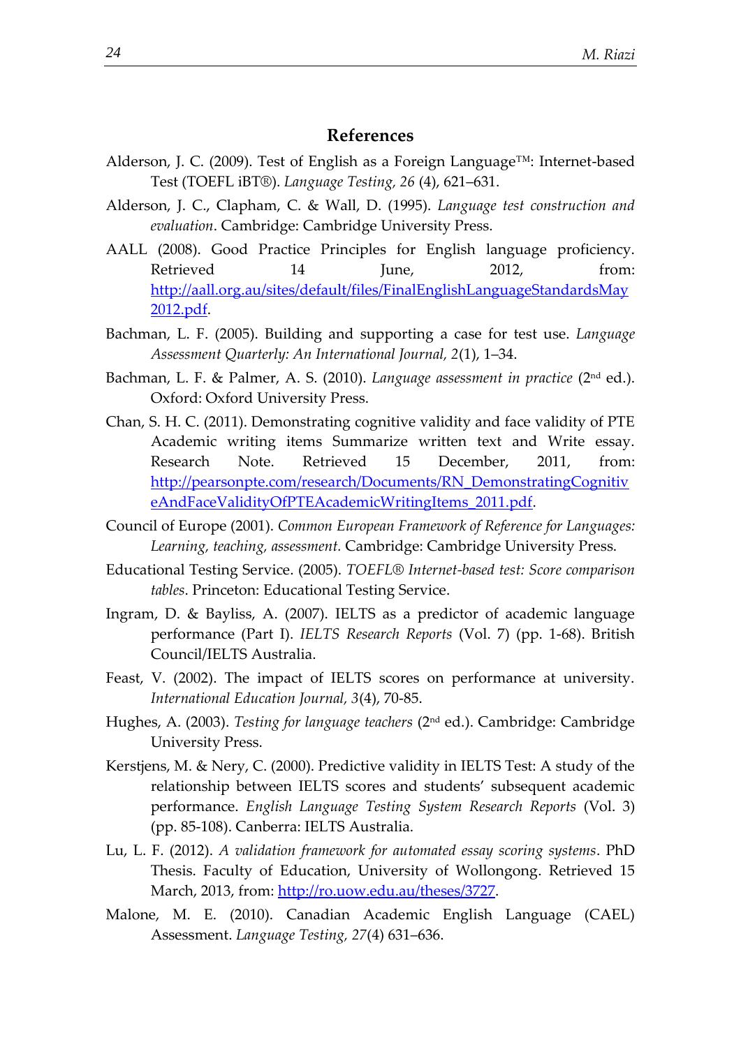## References

Alderson, J. C. (2009). Test of English as a Foreign Language™: Internet-based Test (TOEFL iBT®). *Language Testing, 26* (4), 621–631.

Alderson, J. C., Clapham, C. & Wall, D. (1995). *Language test construction and evaluation*. Cambridge: Cambridge University Press.

AALL (2008). Good Practice Principles for English language proficiency. Retrieved 14 June, 2012, from: http://aall.org.au/sites/default/files/FinalEnglishLanguageStandardsMay2012.pdf.

Bachman, L. F. (2005). Building and supporting a case for test use. *Language Assessment Quarterly: An International Journal, 2*(1), 1–34.

Bachman, L. F. & Palmer, A. S. (2010). *Language assessment in practice* (2nd ed.). Oxford: Oxford University Press.

Chan, S. H. C. (2011). Demonstrating cognitive validity and face validity of PTE Academic writing items Summarize written text and Write essay. Research Note. Retrieved 15 December, 2011, from: http://pearsonpte.com/research/Documents/RN_DemonstratingCognitiveAndFaceValidityOfPTEAcademicWritingItems_2011.pdf.

Council of Europe (2001). *Common European Framework of Reference for Languages: Learning, teaching, assessment.* Cambridge: Cambridge University Press.

Educational Testing Service. (2005). *TOEFL® Internet-based test: Score comparison tables*. Princeton: Educational Testing Service.

Ingram, D. & Bayliss, A. (2007). IELTS as a predictor of academic language performance (Part I). *IELTS Research Reports* (Vol. 7) (pp. 1-68). British Council/IELTS Australia.

Feast, V. (2002). The impact of IELTS scores on performance at university. *International Education Journal, 3*(4), 70-85.

Hughes, A. (2003). *Testing for language teachers* (2nd ed.). Cambridge: Cambridge University Press.

Kerstjens, M. & Nery, C. (2000). Predictive validity in IELTS Test: A study of the relationship between IELTS scores and students' subsequent academic performance. *English Language Testing System Research Reports* (Vol. 3) (pp. 85-108). Canberra: IELTS Australia.

Lu, L. F. (2012). *A validation framework for automated essay scoring systems*. PhD Thesis. Faculty of Education, University of Wollongong. Retrieved 15 March, 2013, from: http://ro.uow.edu.au/theses/3727.

Malone, M. E. (2010). Canadian Academic English Language (CAEL) Assessment. *Language Testing, 27*(4) 631–636.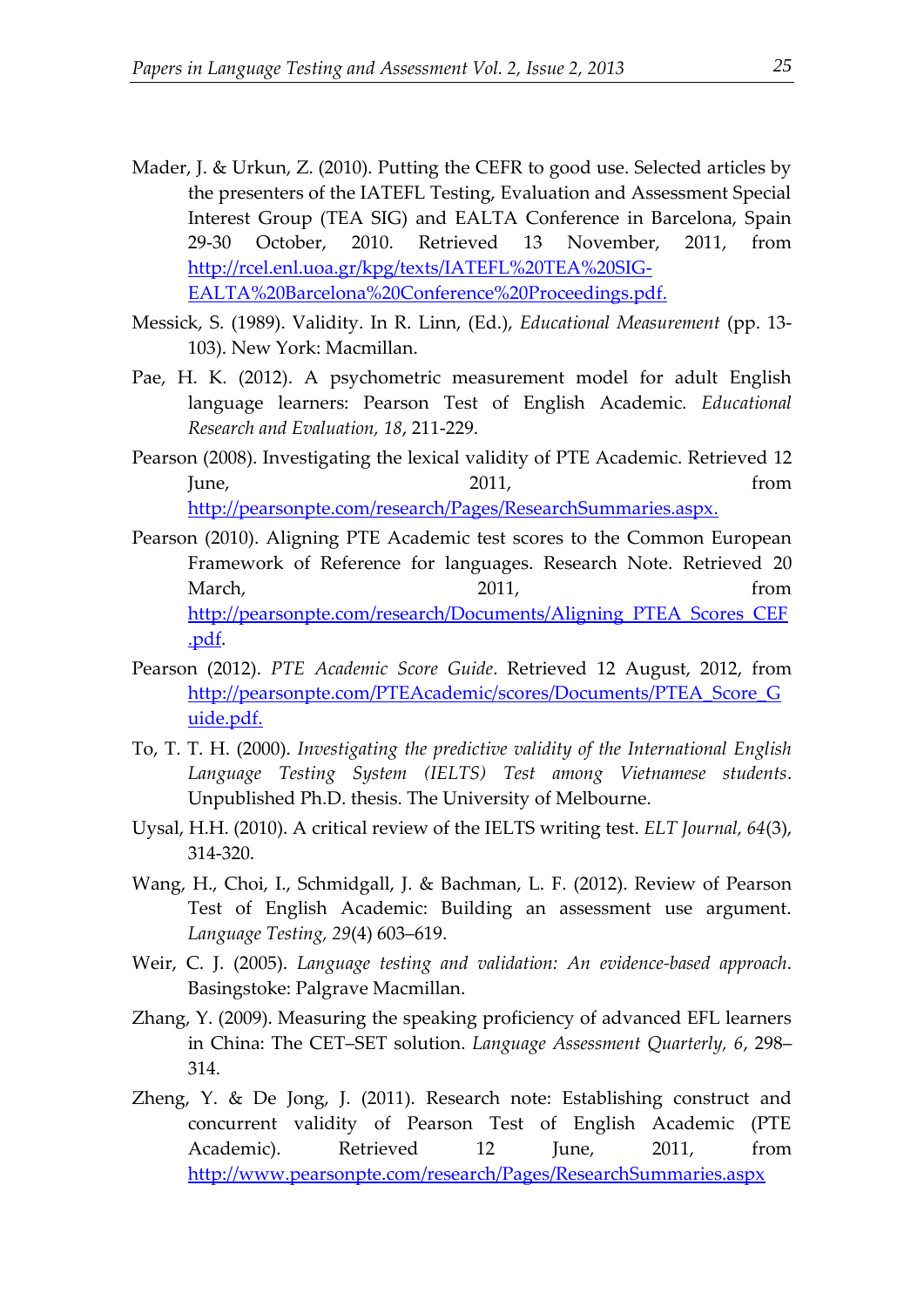Mader, J. & Urkun, Z. (2010). Putting the CEFR to good use. Selected articles by the presenters of the IATEFL Testing, Evaluation and Assessment Special Interest Group (TEA SIG) and EALTA Conference in Barcelona, Spain 29-30 October, 2010. Retrieved 13 November, 2011, from http://rcel.enl.uoa.gr/kpg/texts/IATEFL%20TEA%20SIG-EALTA%20Barcelona%20Conference%20Proceedings.pdf.

Messick, S. (1989). Validity. In R. Linn, (Ed.), *Educational Measurement* (pp. 13-103). New York: Macmillan.

Pae, H. K. (2012). A psychometric measurement model for adult English language learners: Pearson Test of English Academic. *Educational Research and Evaluation, 18*, 211-229.

Pearson (2008). Investigating the lexical validity of PTE Academic. Retrieved 12 June, 2011, from http://pearsonpte.com/research/Pages/ResearchSummaries.aspx.

Pearson (2010). Aligning PTE Academic test scores to the Common European Framework of Reference for languages. Research Note. Retrieved 20 March, 2011, from http://pearsonpte.com/research/Documents/Aligning_PTEA_Scores_CEF.pdf.

Pearson (2012). *PTE Academic Score Guide*. Retrieved 12 August, 2012, from http://pearsonpte.com/PTEAcademic/scores/Documents/PTEA_Score_Guide.pdf.

To, T. T. H. (2000). *Investigating the predictive validity of the International English Language Testing System (IELTS) Test among Vietnamese students*. Unpublished Ph.D. thesis. The University of Melbourne.

Uysal, H.H. (2010). A critical review of the IELTS writing test. *ELT Journal, 64*(3), 314-320.

Wang, H., Choi, I., Schmidgall, J. & Bachman, L. F. (2012). Review of Pearson Test of English Academic: Building an assessment use argument. *Language Testing, 29*(4) 603–619.

Weir, C. J. (2005). *Language testing and validation: An evidence-based approach*. Basingstoke: Palgrave Macmillan.

Zhang, Y. (2009). Measuring the speaking proficiency of advanced EFL learners in China: The CET–SET solution. *Language Assessment Quarterly, 6*, 298–314.

Zheng, Y. & De Jong, J. (2011). Research note: Establishing construct and concurrent validity of Pearson Test of English Academic (PTE Academic). Retrieved 12 June, 2011, from http://www.pearsonpte.com/research/Pages/ResearchSummaries.aspx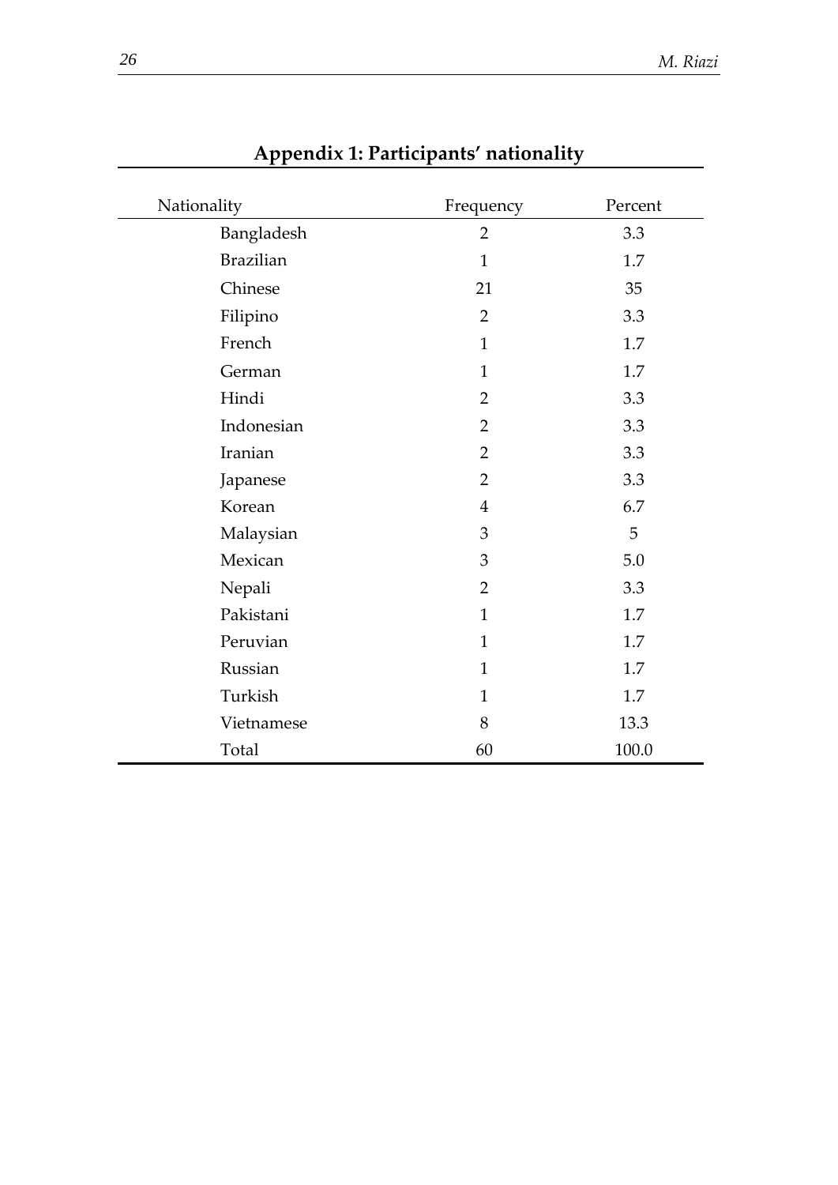## Appendix 1: Participants' nationality

| Nationality | Frequency | Percent |
|---|---|---|
| Bangladesh | 2 | 3.3 |
| Brazilian | 1 | 1.7 |
| Chinese | 21 | 35 |
| Filipino | 2 | 3.3 |
| French | 1 | 1.7 |
| German | 1 | 1.7 |
| Hindi | 2 | 3.3 |
| Indonesian | 2 | 3.3 |
| Iranian | 2 | 3.3 |
| Japanese | 2 | 3.3 |
| Korean | 4 | 6.7 |
| Malaysian | 3 | 5 |
| Mexican | 3 | 5.0 |
| Nepali | 2 | 3.3 |
| Pakistani | 1 | 1.7 |
| Peruvian | 1 | 1.7 |
| Russian | 1 | 1.7 |
| Turkish | 1 | 1.7 |
| Vietnamese | 8 | 13.3 |
| Total | 60 | 100.0 |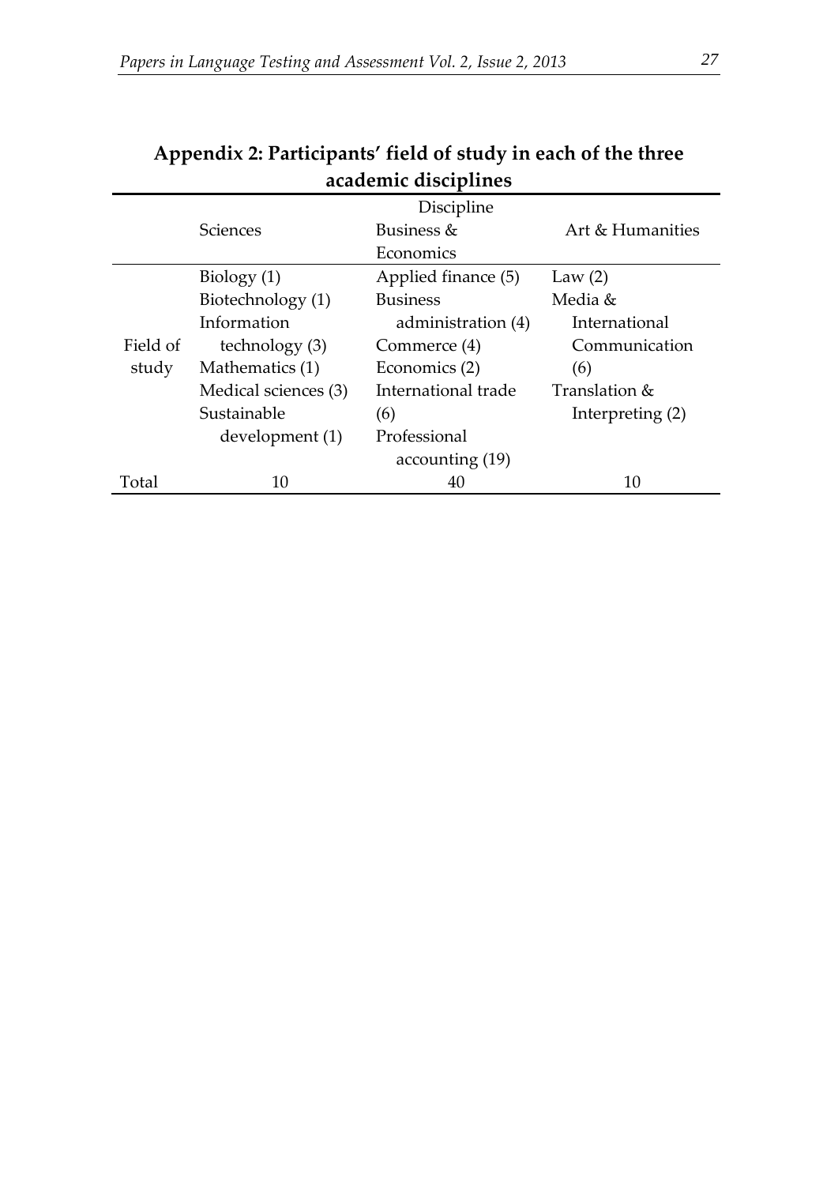## Appendix 2: Participants' field of study in each of the three academic disciplines

| | Discipline | | |
|---|---|---|---|
| | Sciences | Business & Economics | Art & Humanities |
| Field of study | Biology (1)<br>Biotechnology (1)<br>Information technology (3)<br>Mathematics (1)<br>Medical sciences (3)<br>Sustainable development (1) | Applied finance (5)<br>Business administration (4)<br>Commerce (4)<br>Economics (2)<br>International trade (6)<br>Professional accounting (19) | Law (2)<br>Media & International Communication (6)<br>Translation & Interpreting (2) |
| Total | 10 | 40 | 10 |